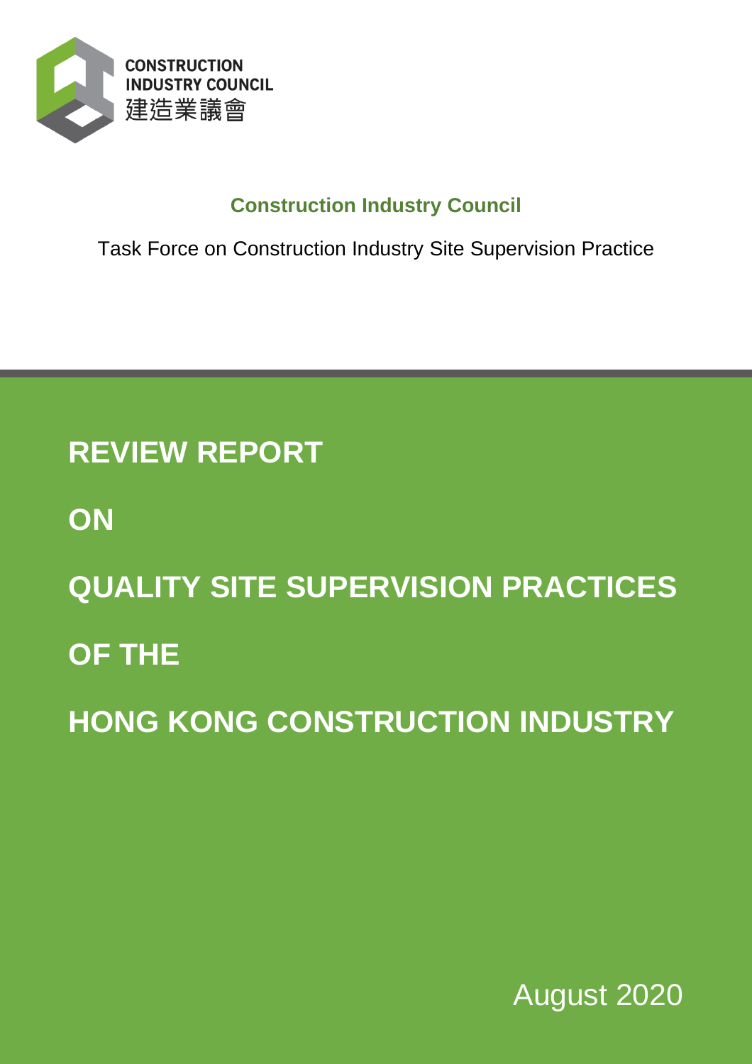CONSTRUCTION INDUSTRY COUNCIL
建造業議會

**Construction Industry Council**

Task Force on Construction Industry Site Supervision Practice

# REVIEW REPORT

# ON

# QUALITY SITE SUPERVISION PRACTICES

# OF THE

# HONG KONG CONSTRUCTION INDUSTRY

August 2020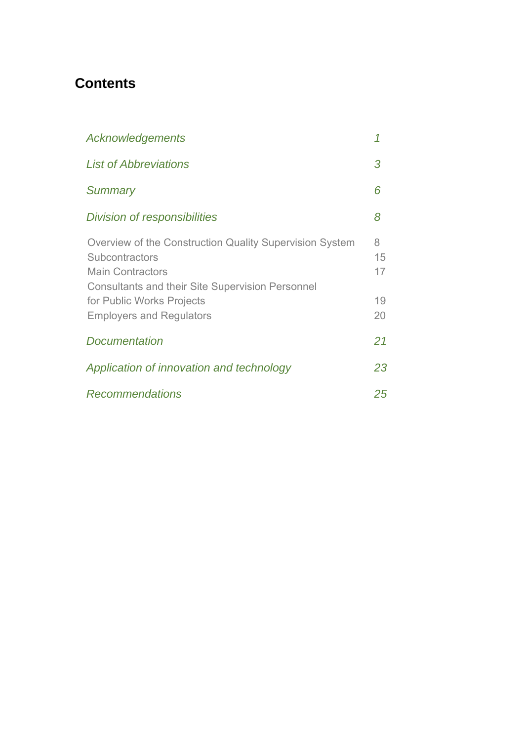# Contents

| | |
|---|---|
| *Acknowledgements* | *1* |
| *List of Abbreviations* | *3* |
| *Summary* | *6* |
| *Division of responsibilities* | *8* |
| Overview of the Construction Quality Supervision System | 8 |
| Subcontractors | 15 |
| Main Contractors | 17 |
| Consultants and their Site Supervision Personnel for Public Works Projects | 19 |
| Employers and Regulators | 20 |
| *Documentation* | *21* |
| *Application of innovation and technology* | *23* |
| *Recommendations* | *25* |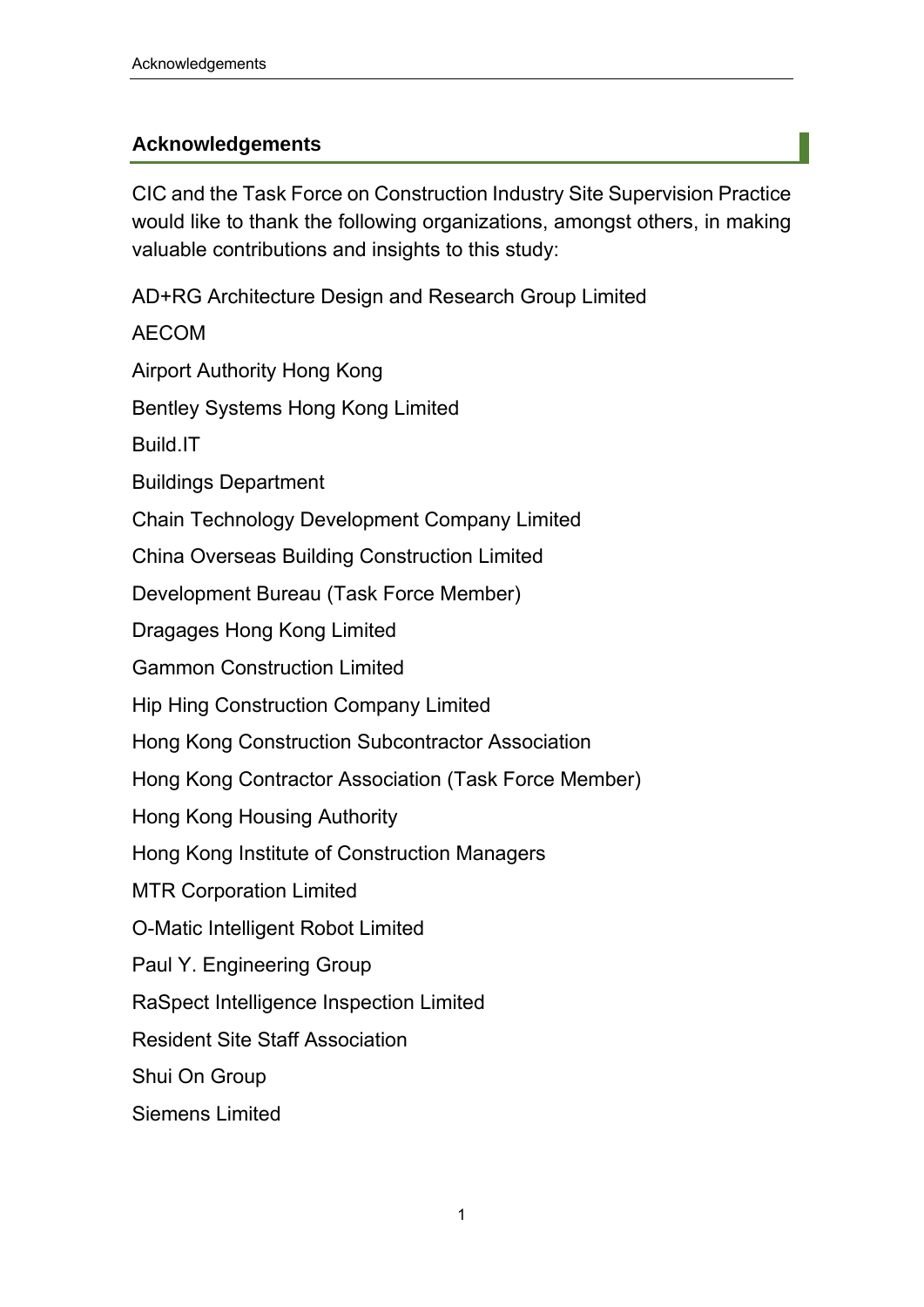## Acknowledgements

CIC and the Task Force on Construction Industry Site Supervision Practice would like to thank the following organizations, amongst others, in making valuable contributions and insights to this study:

AD+RG Architecture Design and Research Group Limited

AECOM

Airport Authority Hong Kong

Bentley Systems Hong Kong Limited

Build.IT

Buildings Department

Chain Technology Development Company Limited

China Overseas Building Construction Limited

Development Bureau (Task Force Member)

Dragages Hong Kong Limited

Gammon Construction Limited

Hip Hing Construction Company Limited

Hong Kong Construction Subcontractor Association

Hong Kong Contractor Association (Task Force Member)

Hong Kong Housing Authority

Hong Kong Institute of Construction Managers

MTR Corporation Limited

O-Matic Intelligent Robot Limited

Paul Y. Engineering Group

RaSpect Intelligence Inspection Limited

Resident Site Staff Association

Shui On Group

Siemens Limited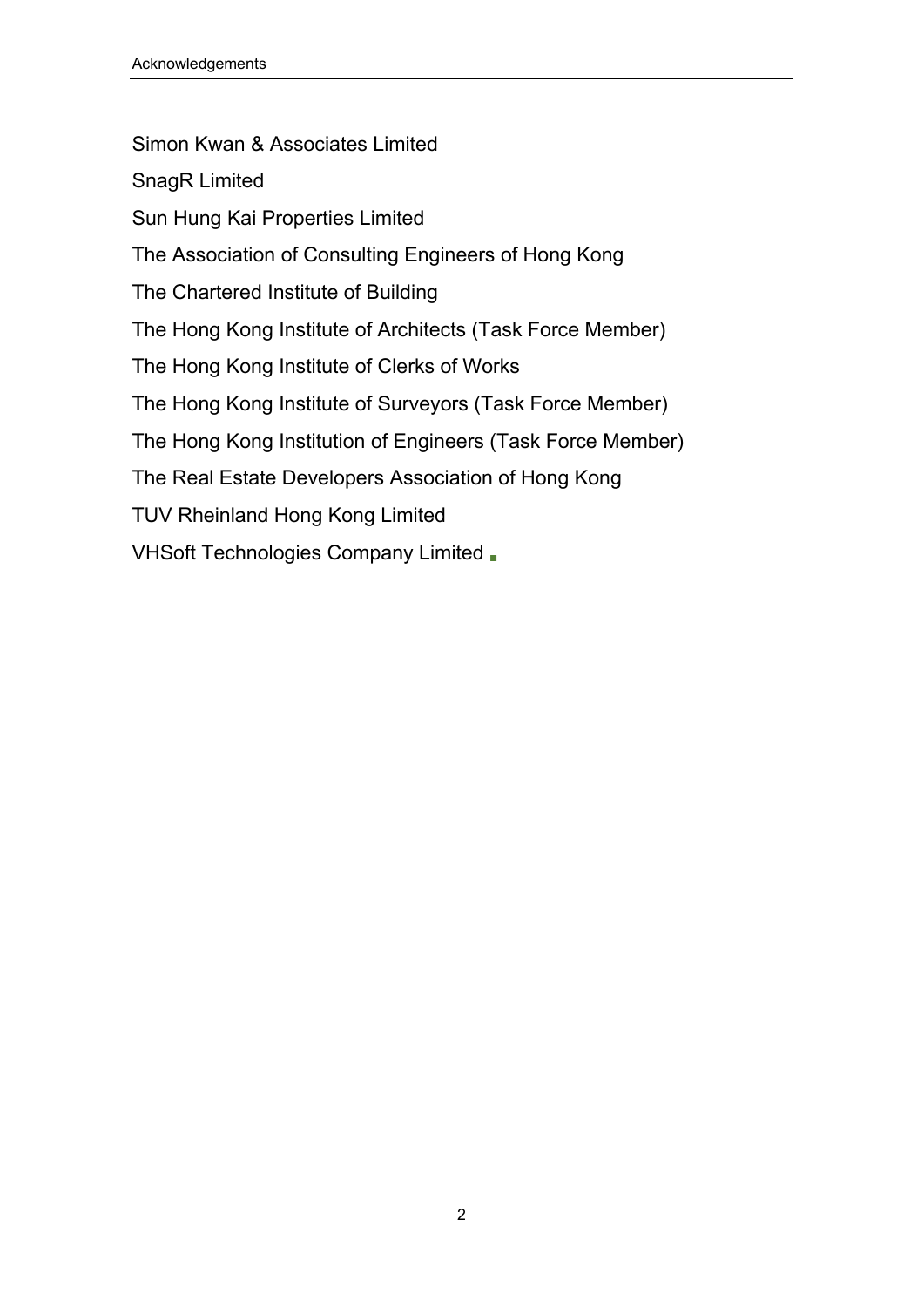Simon Kwan & Associates Limited

SnagR Limited

Sun Hung Kai Properties Limited

The Association of Consulting Engineers of Hong Kong

The Chartered Institute of Building

The Hong Kong Institute of Architects (Task Force Member)

The Hong Kong Institute of Clerks of Works

The Hong Kong Institute of Surveyors (Task Force Member)

The Hong Kong Institution of Engineers (Task Force Member)

The Real Estate Developers Association of Hong Kong

TUV Rheinland Hong Kong Limited

VHSoft Technologies Company Limited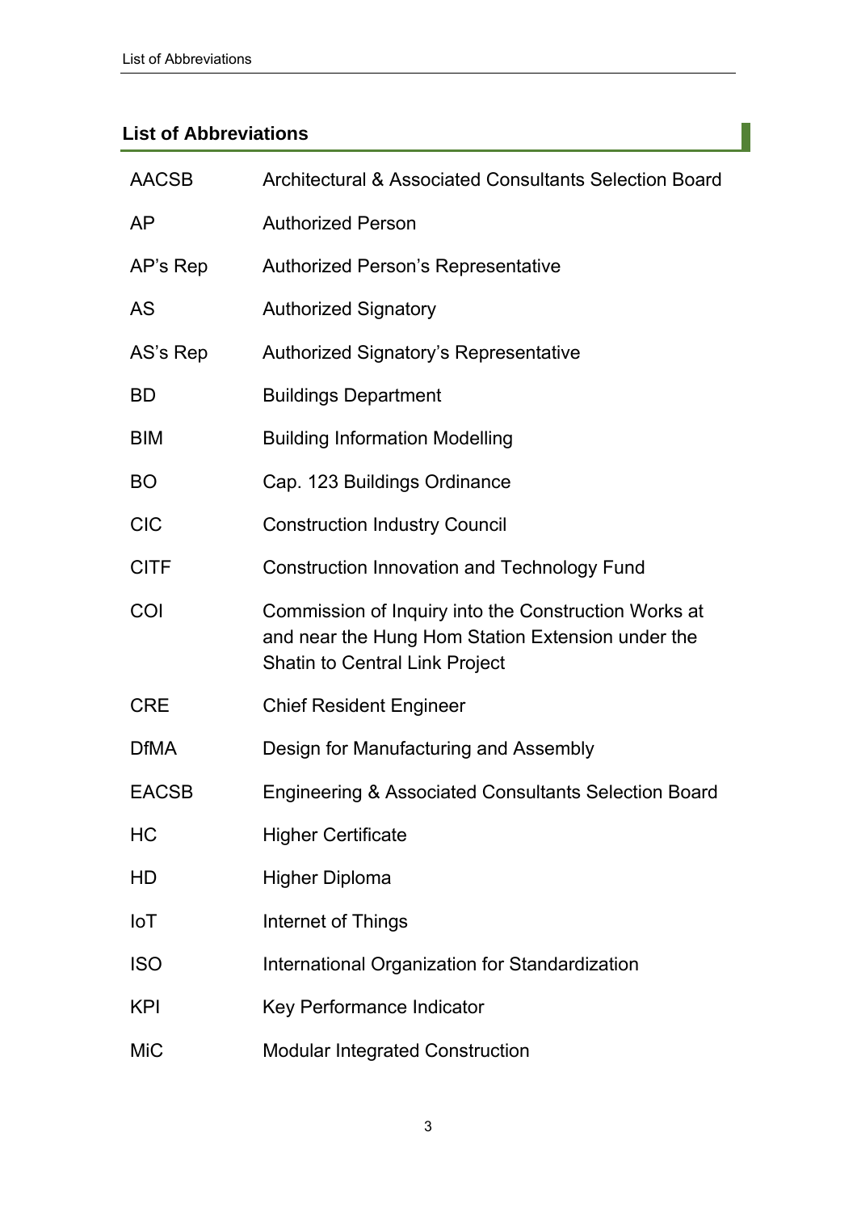## List of Abbreviations

| | |
|---|---|
| AACSB | Architectural & Associated Consultants Selection Board |
| AP | Authorized Person |
| AP's Rep | Authorized Person's Representative |
| AS | Authorized Signatory |
| AS's Rep | Authorized Signatory's Representative |
| BD | Buildings Department |
| BIM | Building Information Modelling |
| BO | Cap. 123 Buildings Ordinance |
| CIC | Construction Industry Council |
| CITF | Construction Innovation and Technology Fund |
| COI | Commission of Inquiry into the Construction Works at and near the Hung Hom Station Extension under the Shatin to Central Link Project |
| CRE | Chief Resident Engineer |
| DfMA | Design for Manufacturing and Assembly |
| EACSB | Engineering & Associated Consultants Selection Board |
| HC | Higher Certificate |
| HD | Higher Diploma |
| IoT | Internet of Things |
| ISO | International Organization for Standardization |
| KPI | Key Performance Indicator |
| MiC | Modular Integrated Construction |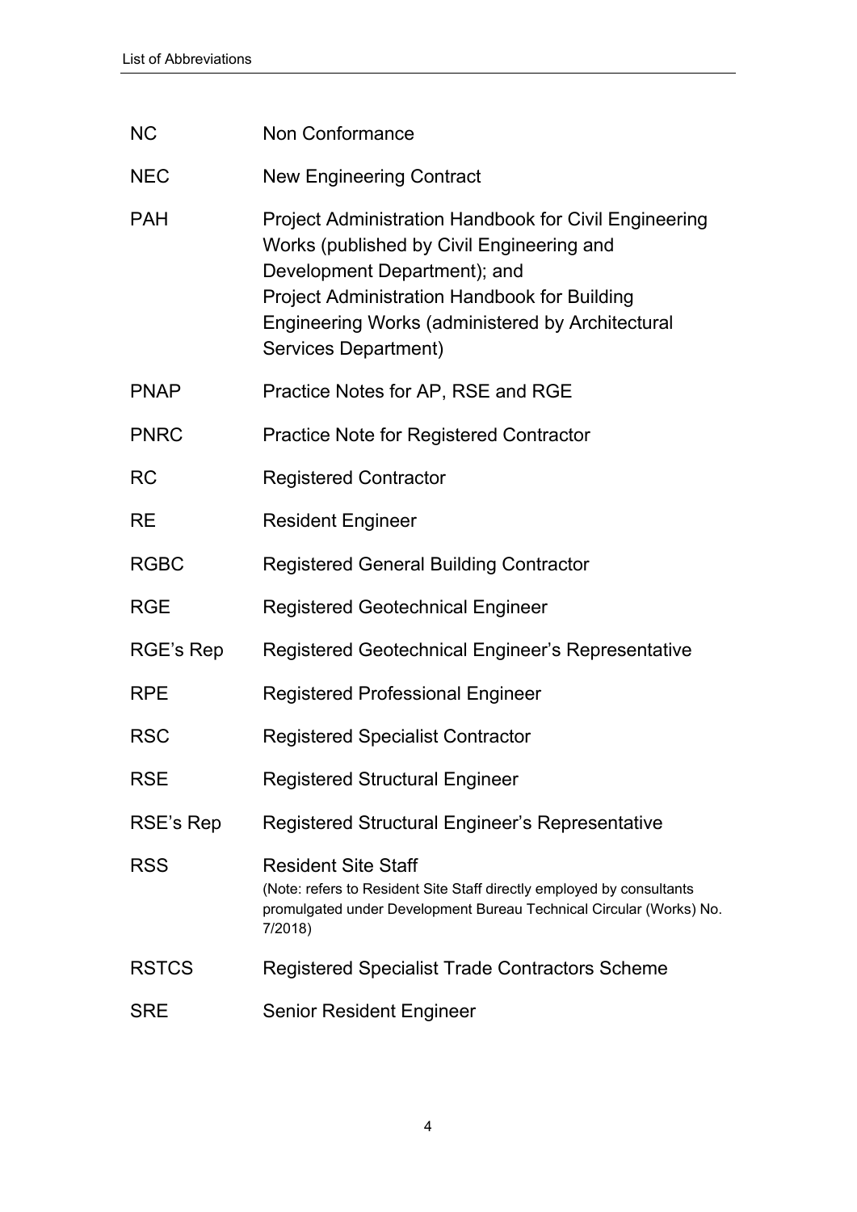| | |
|---|---|
| NC | Non Conformance |
| NEC | New Engineering Contract |
| PAH | Project Administration Handbook for Civil Engineering Works (published by Civil Engineering and Development Department); and Project Administration Handbook for Building Engineering Works (administered by Architectural Services Department) |
| PNAP | Practice Notes for AP, RSE and RGE |
| PNRC | Practice Note for Registered Contractor |
| RC | Registered Contractor |
| RE | Resident Engineer |
| RGBC | Registered General Building Contractor |
| RGE | Registered Geotechnical Engineer |
| RGE's Rep | Registered Geotechnical Engineer's Representative |
| RPE | Registered Professional Engineer |
| RSC | Registered Specialist Contractor |
| RSE | Registered Structural Engineer |
| RSE's Rep | Registered Structural Engineer's Representative |
| RSS | Resident Site Staff (Note: refers to Resident Site Staff directly employed by consultants promulgated under Development Bureau Technical Circular (Works) No. 7/2018) |
| RSTCS | Registered Specialist Trade Contractors Scheme |
| SRE | Senior Resident Engineer |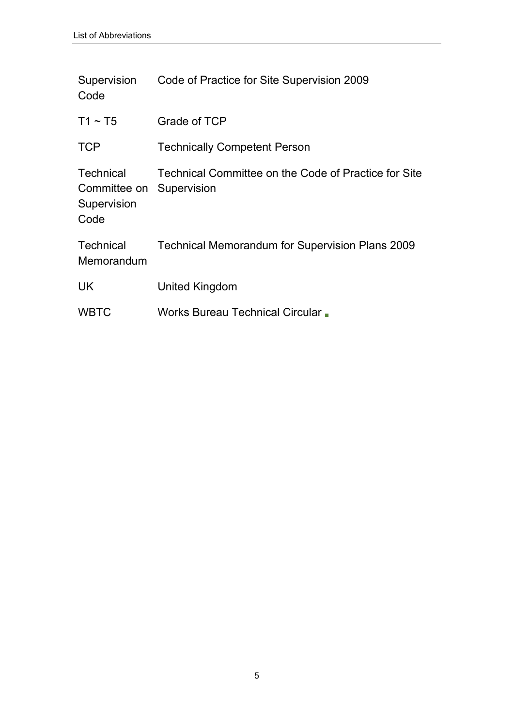| | |
|---|---|
| Supervision Code | Code of Practice for Site Supervision 2009 |
| T1 ~ T5 | Grade of TCP |
| TCP | Technically Competent Person |
| Technical Committee on Supervision Code | Technical Committee on the Code of Practice for Site Supervision |
| Technical Memorandum | Technical Memorandum for Supervision Plans 2009 |
| UK | United Kingdom |
| WBTC | Works Bureau Technical Circular |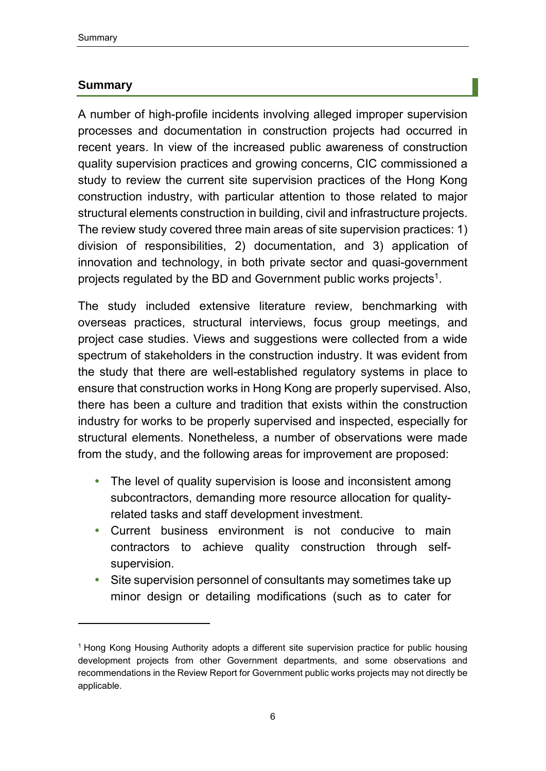## Summary

A number of high-profile incidents involving alleged improper supervision processes and documentation in construction projects had occurred in recent years. In view of the increased public awareness of construction quality supervision practices and growing concerns, CIC commissioned a study to review the current site supervision practices of the Hong Kong construction industry, with particular attention to those related to major structural elements construction in building, civil and infrastructure projects. The review study covered three main areas of site supervision practices: 1) division of responsibilities, 2) documentation, and 3) application of innovation and technology, in both private sector and quasi-government projects regulated by the BD and Government public works projects[1].

The study included extensive literature review, benchmarking with overseas practices, structural interviews, focus group meetings, and project case studies. Views and suggestions were collected from a wide spectrum of stakeholders in the construction industry. It was evident from the study that there are well-established regulatory systems in place to ensure that construction works in Hong Kong are properly supervised. Also, there has been a culture and tradition that exists within the construction industry for works to be properly supervised and inspected, especially for structural elements. Nonetheless, a number of observations were made from the study, and the following areas for improvement are proposed:

- The level of quality supervision is loose and inconsistent among subcontractors, demanding more resource allocation for quality-related tasks and staff development investment.
- Current business environment is not conducive to main contractors to achieve quality construction through self-supervision.
- Site supervision personnel of consultants may sometimes take up minor design or detailing modifications (such as to cater for

---

[1] Hong Kong Housing Authority adopts a different site supervision practice for public housing development projects from other Government departments, and some observations and recommendations in the Review Report for Government public works projects may not directly be applicable.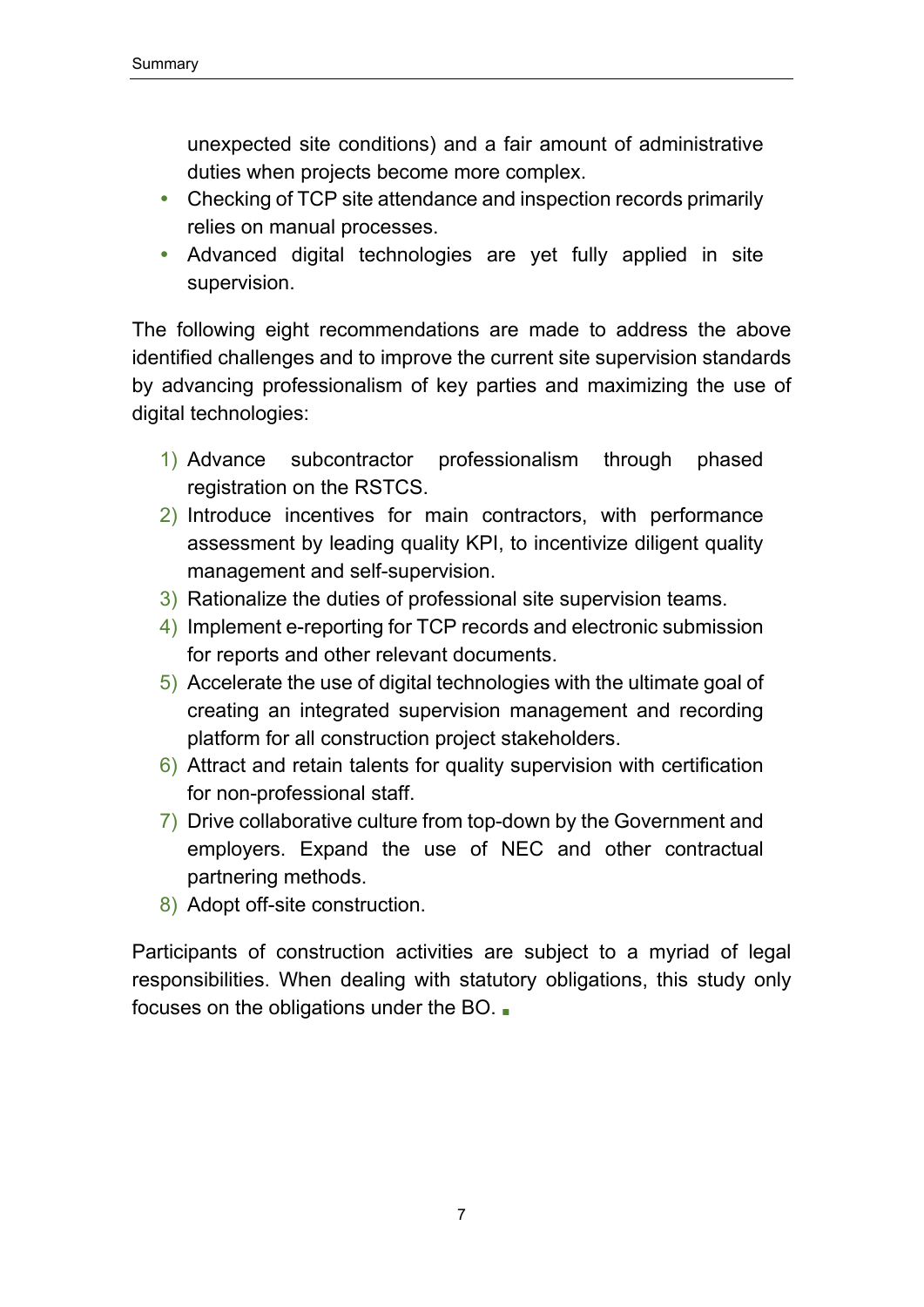unexpected site conditions) and a fair amount of administrative duties when projects become more complex.

- Checking of TCP site attendance and inspection records primarily relies on manual processes.
- Advanced digital technologies are yet fully applied in site supervision.

The following eight recommendations are made to address the above identified challenges and to improve the current site supervision standards by advancing professionalism of key parties and maximizing the use of digital technologies:

1) Advance subcontractor professionalism through phased registration on the RSTCS.
2) Introduce incentives for main contractors, with performance assessment by leading quality KPI, to incentivize diligent quality management and self-supervision.
3) Rationalize the duties of professional site supervision teams.
4) Implement e-reporting for TCP records and electronic submission for reports and other relevant documents.
5) Accelerate the use of digital technologies with the ultimate goal of creating an integrated supervision management and recording platform for all construction project stakeholders.
6) Attract and retain talents for quality supervision with certification for non-professional staff.
7) Drive collaborative culture from top-down by the Government and employers. Expand the use of NEC and other contractual partnering methods.
8) Adopt off-site construction.

Participants of construction activities are subject to a myriad of legal responsibilities. When dealing with statutory obligations, this study only focuses on the obligations under the BO.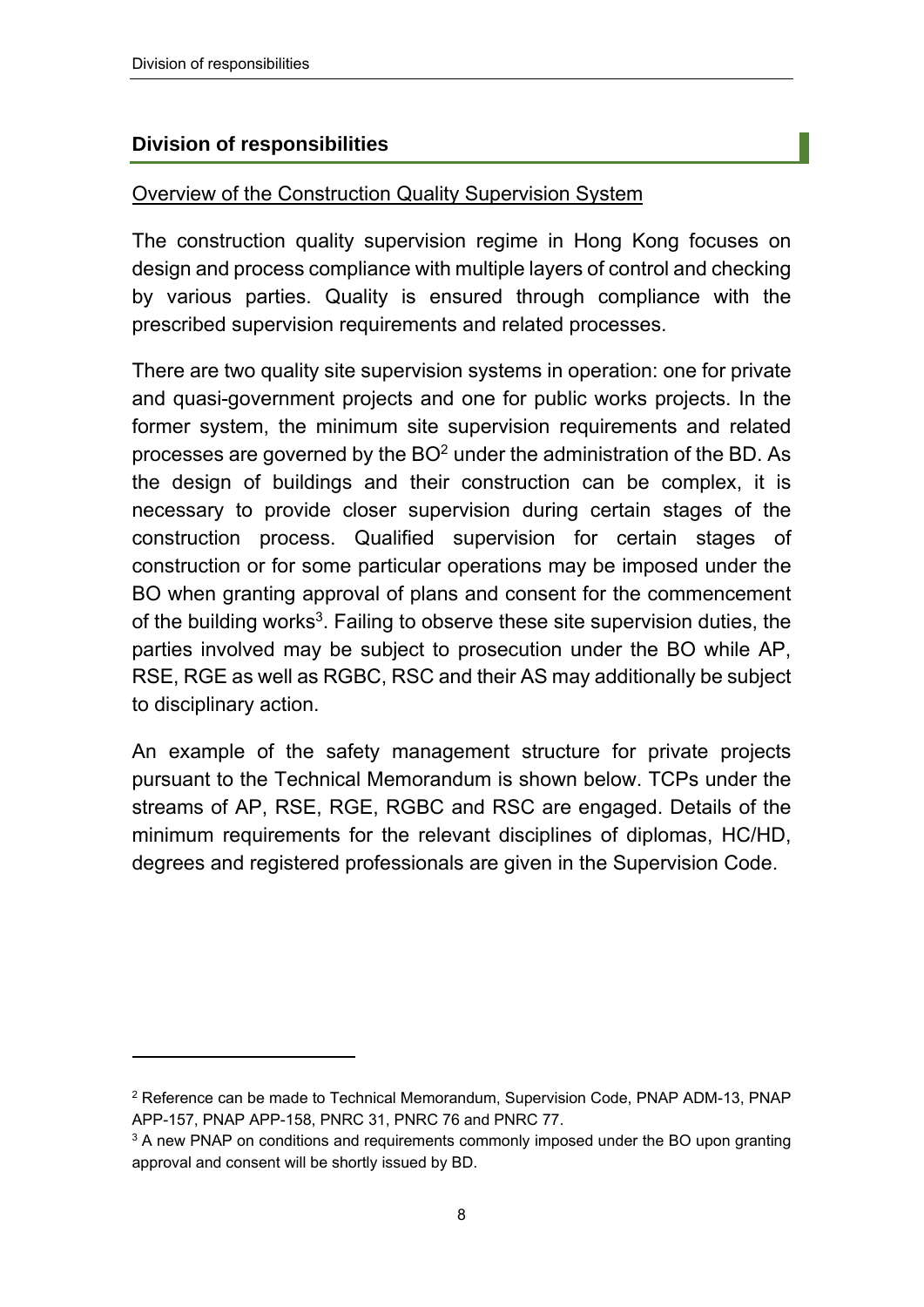## Division of responsibilities

<u>Overview of the Construction Quality Supervision System</u>

The construction quality supervision regime in Hong Kong focuses on design and process compliance with multiple layers of control and checking by various parties. Quality is ensured through compliance with the prescribed supervision requirements and related processes.

There are two quality site supervision systems in operation: one for private and quasi-government projects and one for public works projects. In the former system, the minimum site supervision requirements and related processes are governed by the BO[2] under the administration of the BD. As the design of buildings and their construction can be complex, it is necessary to provide closer supervision during certain stages of the construction process. Qualified supervision for certain stages of construction or for some particular operations may be imposed under the BO when granting approval of plans and consent for the commencement of the building works[3]. Failing to observe these site supervision duties, the parties involved may be subject to prosecution under the BO while AP, RSE, RGE as well as RGBC, RSC and their AS may additionally be subject to disciplinary action.

An example of the safety management structure for private projects pursuant to the Technical Memorandum is shown below. TCPs under the streams of AP, RSE, RGE, RGBC and RSC are engaged. Details of the minimum requirements for the relevant disciplines of diplomas, HC/HD, degrees and registered professionals are given in the Supervision Code.

---

[2] Reference can be made to Technical Memorandum, Supervision Code, PNAP ADM-13, PNAP APP-157, PNAP APP-158, PNRC 31, PNRC 76 and PNRC 77.

[3] A new PNAP on conditions and requirements commonly imposed under the BO upon granting approval and consent will be shortly issued by BD.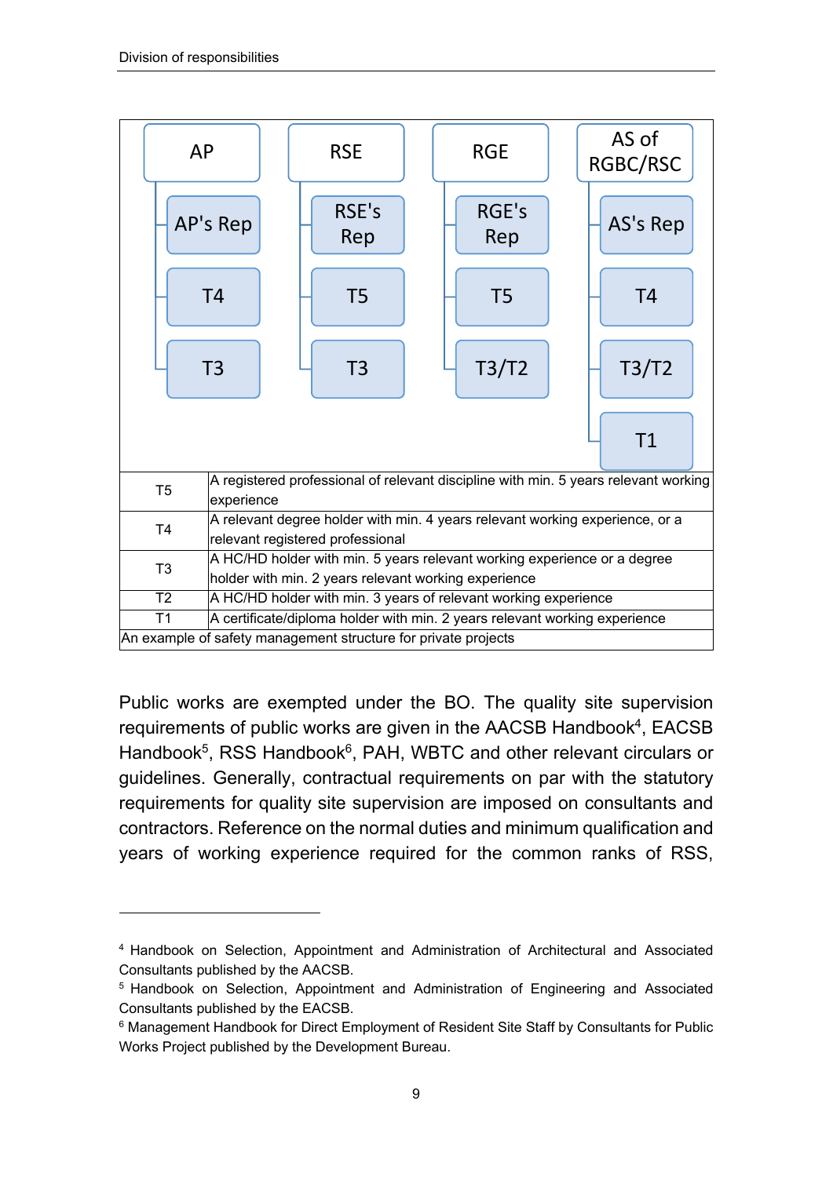AP
- AP's Rep
- T4
- T3

RSE
- RSE's Rep
- T5
- T3

RGE
- RGE's Rep
- T5
- T3/T2

AS of RGBC/RSC
- AS's Rep
- T4
- T3/T2
- T1

| | |
|---|---|
| T5 | A registered professional of relevant discipline with min. 5 years relevant working experience |
| T4 | A relevant degree holder with min. 4 years relevant working experience, or a relevant registered professional |
| T3 | A HC/HD holder with min. 5 years relevant working experience or a degree holder with min. 2 years relevant working experience |
| T2 | A HC/HD holder with min. 3 years of relevant working experience |
| T1 | A certificate/diploma holder with min. 2 years relevant working experience |

An example of safety management structure for private projects

Public works are exempted under the BO. The quality site supervision requirements of public works are given in the AACSB Handbook[4], EACSB Handbook[5], RSS Handbook[6], PAH, WBTC and other relevant circulars or guidelines. Generally, contractual requirements on par with the statutory requirements for quality site supervision are imposed on consultants and contractors. Reference on the normal duties and minimum qualification and years of working experience required for the common ranks of RSS,

[4] Handbook on Selection, Appointment and Administration of Architectural and Associated Consultants published by the AACSB.

[5] Handbook on Selection, Appointment and Administration of Engineering and Associated Consultants published by the EACSB.

[6] Management Handbook for Direct Employment of Resident Site Staff by Consultants for Public Works Project published by the Development Bureau.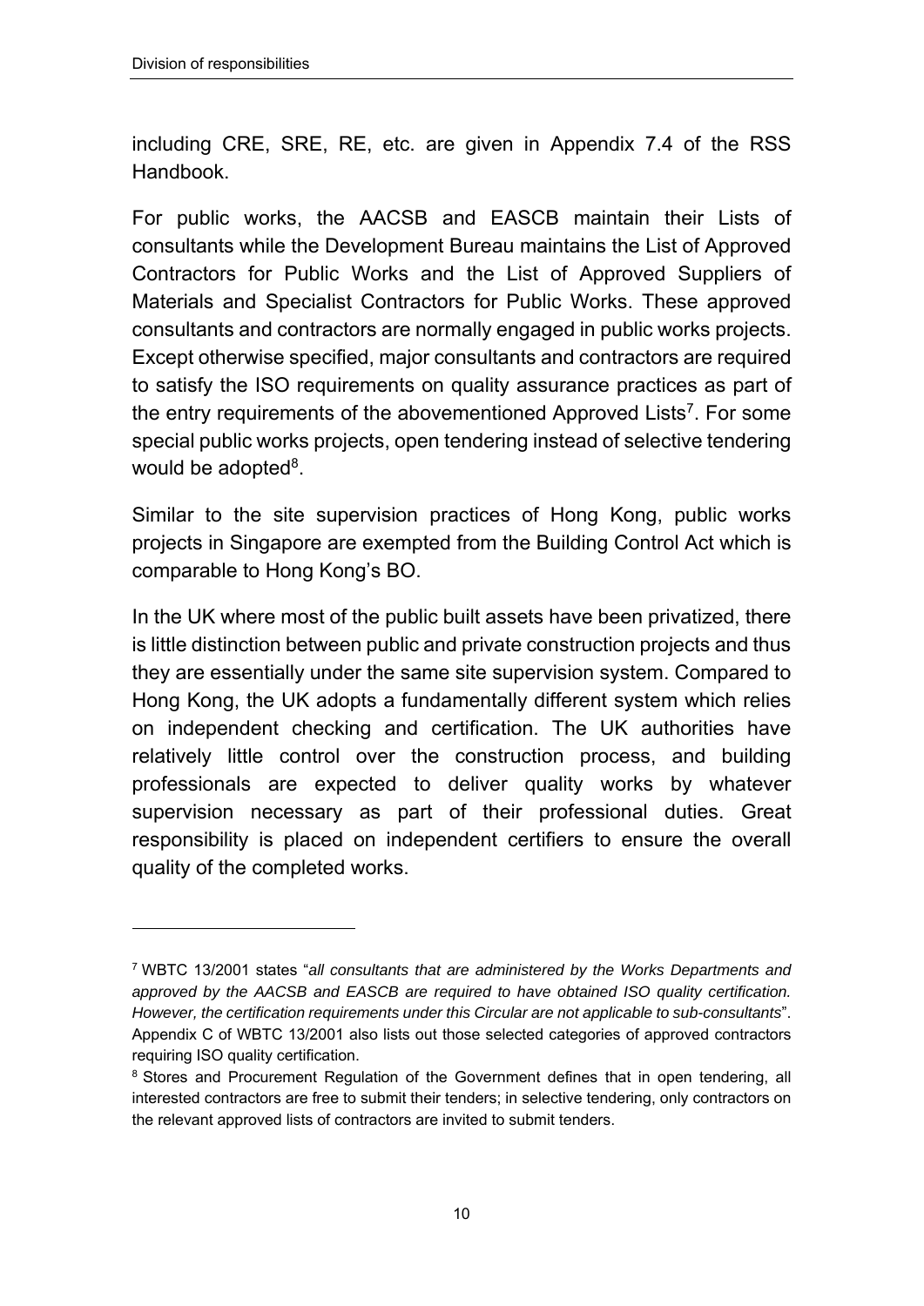including CRE, SRE, RE, etc. are given in Appendix 7.4 of the RSS Handbook.

For public works, the AACSB and EASCB maintain their Lists of consultants while the Development Bureau maintains the List of Approved Contractors for Public Works and the List of Approved Suppliers of Materials and Specialist Contractors for Public Works. These approved consultants and contractors are normally engaged in public works projects. Except otherwise specified, major consultants and contractors are required to satisfy the ISO requirements on quality assurance practices as part of the entry requirements of the abovementioned Approved Lists[7]. For some special public works projects, open tendering instead of selective tendering would be adopted[8].

Similar to the site supervision practices of Hong Kong, public works projects in Singapore are exempted from the Building Control Act which is comparable to Hong Kong's BO.

In the UK where most of the public built assets have been privatized, there is little distinction between public and private construction projects and thus they are essentially under the same site supervision system. Compared to Hong Kong, the UK adopts a fundamentally different system which relies on independent checking and certification. The UK authorities have relatively little control over the construction process, and building professionals are expected to deliver quality works by whatever supervision necessary as part of their professional duties. Great responsibility is placed on independent certifiers to ensure the overall quality of the completed works.

---

[7] WBTC 13/2001 states "*all consultants that are administered by the Works Departments and approved by the AACSB and EASCB are required to have obtained ISO quality certification. However, the certification requirements under this Circular are not applicable to sub-consultants*". Appendix C of WBTC 13/2001 also lists out those selected categories of approved contractors requiring ISO quality certification.

[8] Stores and Procurement Regulation of the Government defines that in open tendering, all interested contractors are free to submit their tenders; in selective tendering, only contractors on the relevant approved lists of contractors are invited to submit tenders.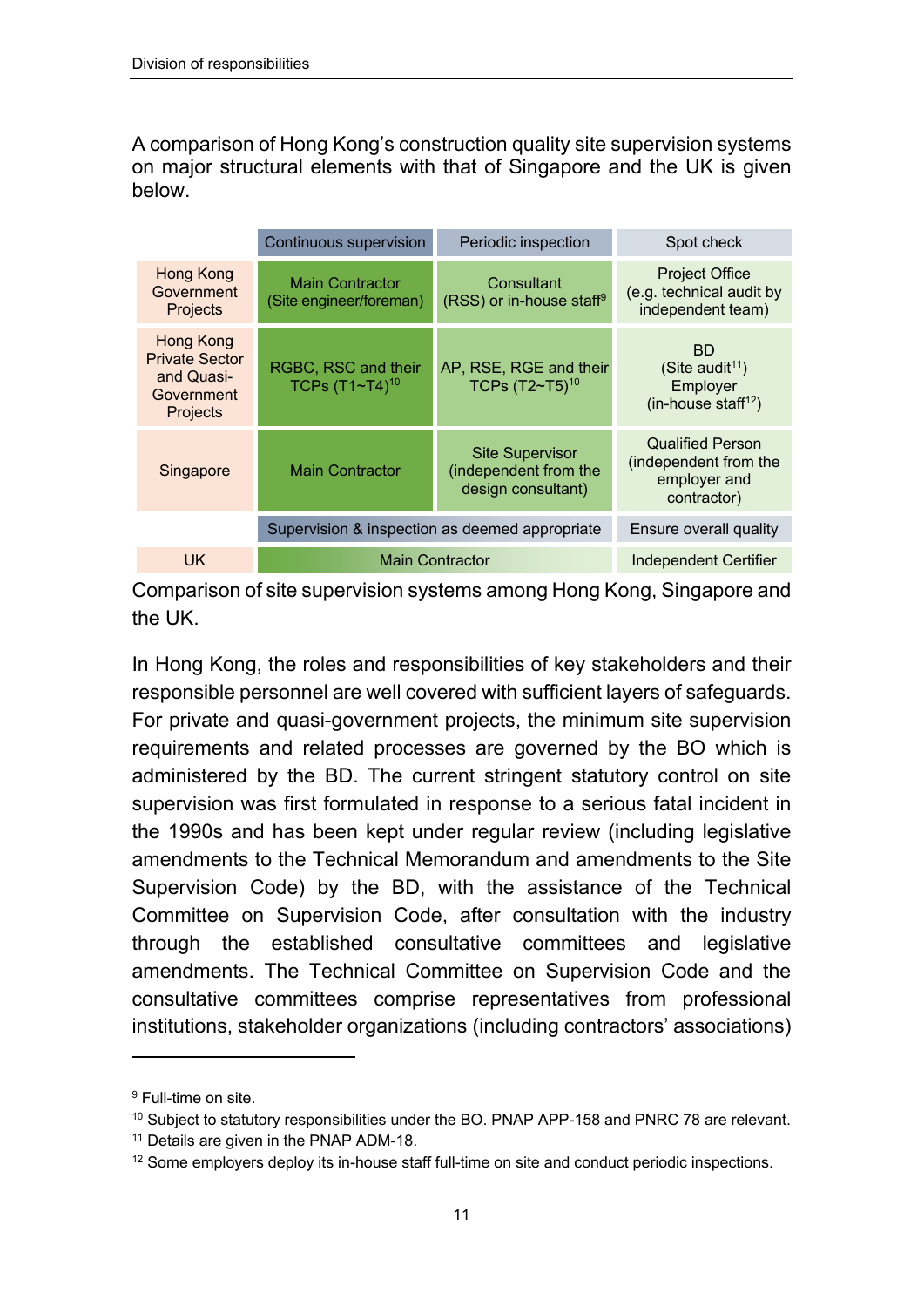A comparison of Hong Kong's construction quality site supervision systems on major structural elements with that of Singapore and the UK is given below.

| | Continuous supervision | Periodic inspection | Spot check |
|---|---|---|---|
| Hong Kong Government Projects | Main Contractor (Site engineer/foreman) | Consultant (RSS) or in-house staff[9] | Project Office (e.g. technical audit by independent team) |
| Hong Kong Private Sector and Quasi-Government Projects | RGBC, RSC and their TCPs (T1~T4)[10] | AP, RSE, RGE and their TCPs (T2~T5)[10] | BD (Site audit[11]) Employer (in-house staff[12]) |
| Singapore | Main Contractor | Site Supervisor (independent from the design consultant) | Qualified Person (independent from the employer and contractor) |
| | Supervision & inspection as deemed appropriate | | Ensure overall quality |
| UK | Main Contractor | | Independent Certifier |

Comparison of site supervision systems among Hong Kong, Singapore and the UK.

In Hong Kong, the roles and responsibilities of key stakeholders and their responsible personnel are well covered with sufficient layers of safeguards. For private and quasi-government projects, the minimum site supervision requirements and related processes are governed by the BO which is administered by the BD. The current stringent statutory control on site supervision was first formulated in response to a serious fatal incident in the 1990s and has been kept under regular review (including legislative amendments to the Technical Memorandum and amendments to the Site Supervision Code) by the BD, with the assistance of the Technical Committee on Supervision Code, after consultation with the industry through the established consultative committees and legislative amendments. The Technical Committee on Supervision Code and the consultative committees comprise representatives from professional institutions, stakeholder organizations (including contractors' associations)

[9] Full-time on site.

[10] Subject to statutory responsibilities under the BO. PNAP APP-158 and PNRC 78 are relevant.

[11] Details are given in the PNAP ADM-18.

[12] Some employers deploy its in-house staff full-time on site and conduct periodic inspections.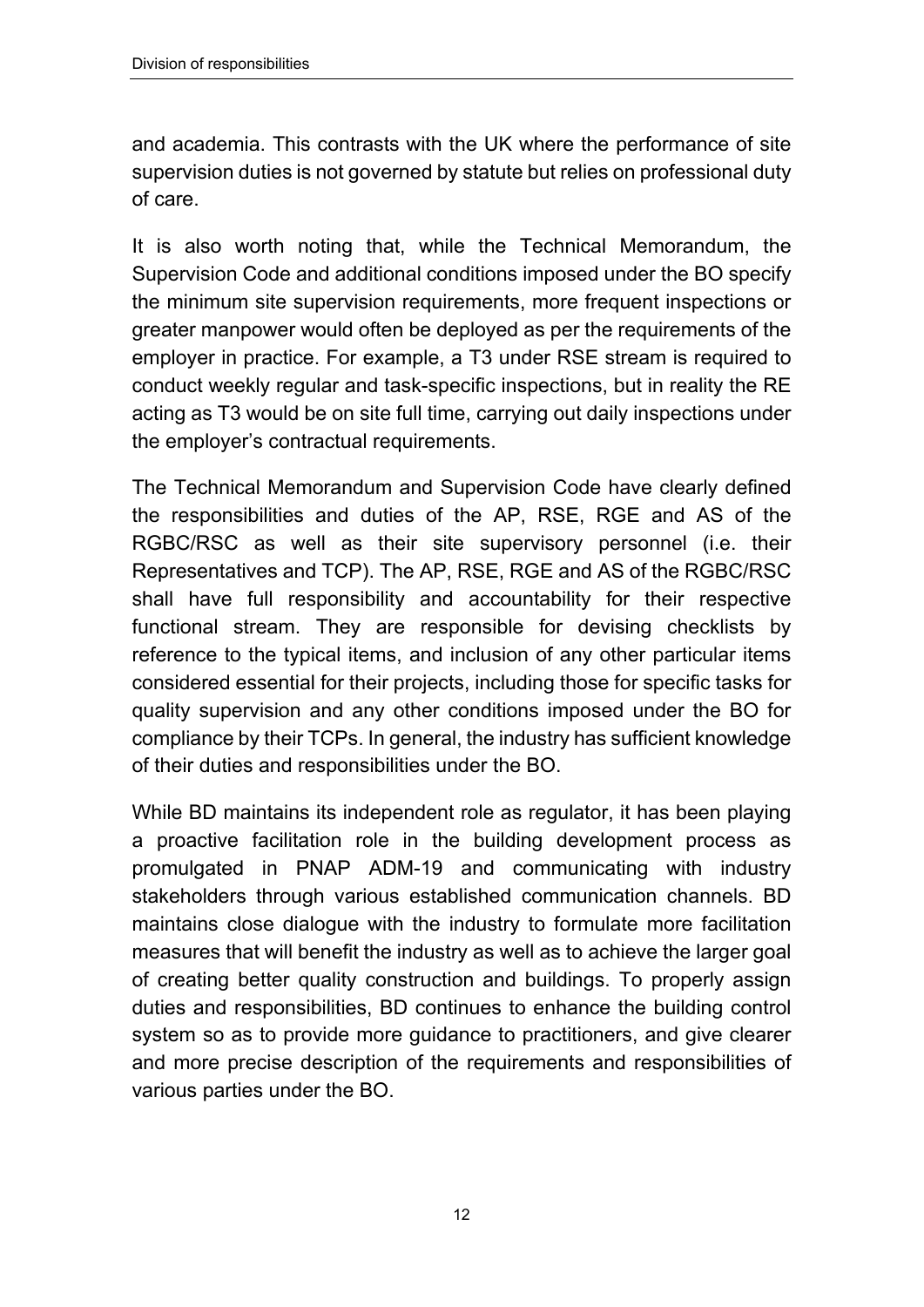and academia. This contrasts with the UK where the performance of site supervision duties is not governed by statute but relies on professional duty of care.

It is also worth noting that, while the Technical Memorandum, the Supervision Code and additional conditions imposed under the BO specify the minimum site supervision requirements, more frequent inspections or greater manpower would often be deployed as per the requirements of the employer in practice. For example, a T3 under RSE stream is required to conduct weekly regular and task-specific inspections, but in reality the RE acting as T3 would be on site full time, carrying out daily inspections under the employer's contractual requirements.

The Technical Memorandum and Supervision Code have clearly defined the responsibilities and duties of the AP, RSE, RGE and AS of the RGBC/RSC as well as their site supervisory personnel (i.e. their Representatives and TCP). The AP, RSE, RGE and AS of the RGBC/RSC shall have full responsibility and accountability for their respective functional stream. They are responsible for devising checklists by reference to the typical items, and inclusion of any other particular items considered essential for their projects, including those for specific tasks for quality supervision and any other conditions imposed under the BO for compliance by their TCPs. In general, the industry has sufficient knowledge of their duties and responsibilities under the BO.

While BD maintains its independent role as regulator, it has been playing a proactive facilitation role in the building development process as promulgated in PNAP ADM-19 and communicating with industry stakeholders through various established communication channels. BD maintains close dialogue with the industry to formulate more facilitation measures that will benefit the industry as well as to achieve the larger goal of creating better quality construction and buildings. To properly assign duties and responsibilities, BD continues to enhance the building control system so as to provide more guidance to practitioners, and give clearer and more precise description of the requirements and responsibilities of various parties under the BO.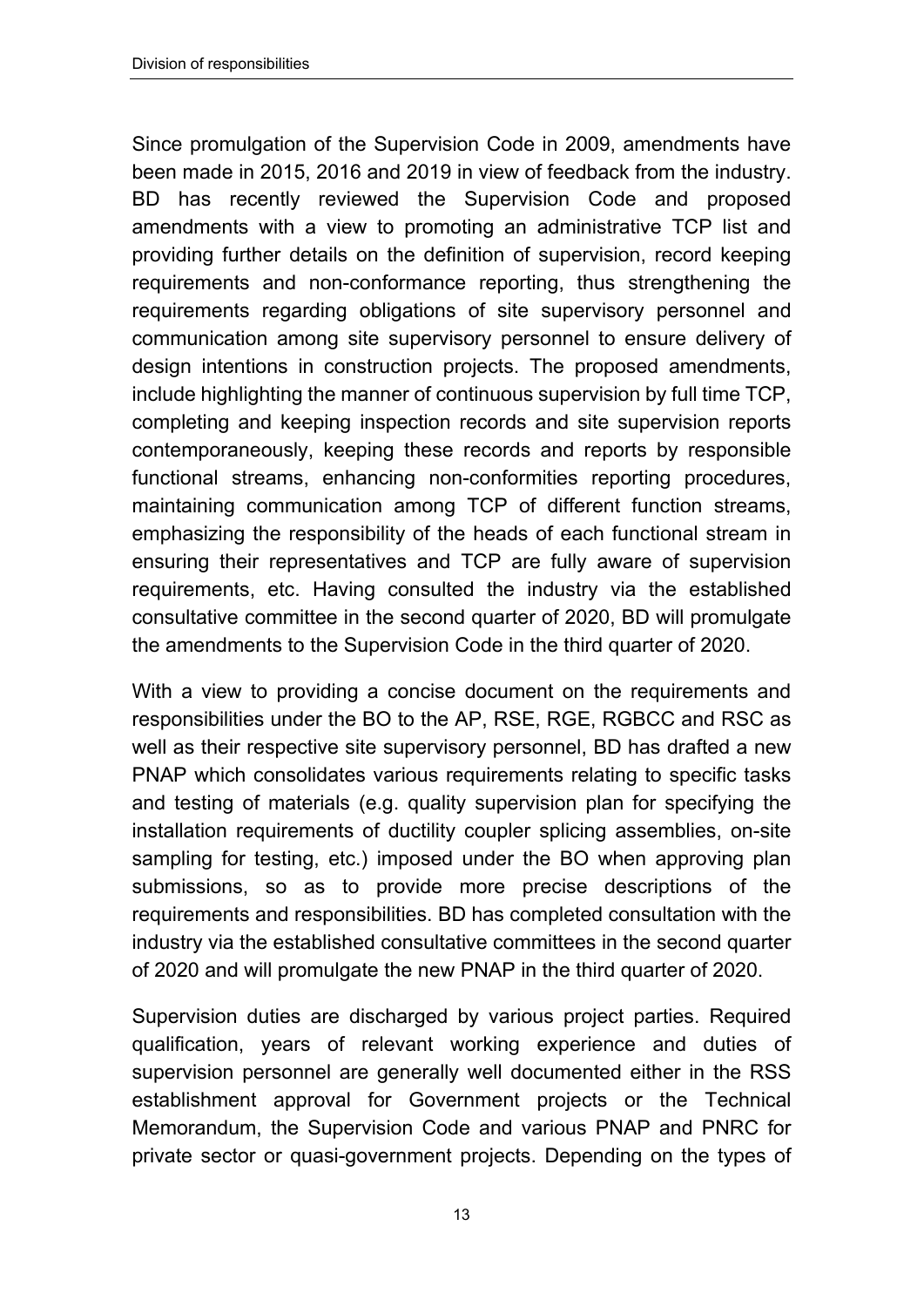Since promulgation of the Supervision Code in 2009, amendments have been made in 2015, 2016 and 2019 in view of feedback from the industry. BD has recently reviewed the Supervision Code and proposed amendments with a view to promoting an administrative TCP list and providing further details on the definition of supervision, record keeping requirements and non-conformance reporting, thus strengthening the requirements regarding obligations of site supervisory personnel and communication among site supervisory personnel to ensure delivery of design intentions in construction projects. The proposed amendments, include highlighting the manner of continuous supervision by full time TCP, completing and keeping inspection records and site supervision reports contemporaneously, keeping these records and reports by responsible functional streams, enhancing non-conformities reporting procedures, maintaining communication among TCP of different function streams, emphasizing the responsibility of the heads of each functional stream in ensuring their representatives and TCP are fully aware of supervision requirements, etc. Having consulted the industry via the established consultative committee in the second quarter of 2020, BD will promulgate the amendments to the Supervision Code in the third quarter of 2020.

With a view to providing a concise document on the requirements and responsibilities under the BO to the AP, RSE, RGE, RGBCC and RSC as well as their respective site supervisory personnel, BD has drafted a new PNAP which consolidates various requirements relating to specific tasks and testing of materials (e.g. quality supervision plan for specifying the installation requirements of ductility coupler splicing assemblies, on-site sampling for testing, etc.) imposed under the BO when approving plan submissions, so as to provide more precise descriptions of the requirements and responsibilities. BD has completed consultation with the industry via the established consultative committees in the second quarter of 2020 and will promulgate the new PNAP in the third quarter of 2020.

Supervision duties are discharged by various project parties. Required qualification, years of relevant working experience and duties of supervision personnel are generally well documented either in the RSS establishment approval for Government projects or the Technical Memorandum, the Supervision Code and various PNAP and PNRC for private sector or quasi-government projects. Depending on the types of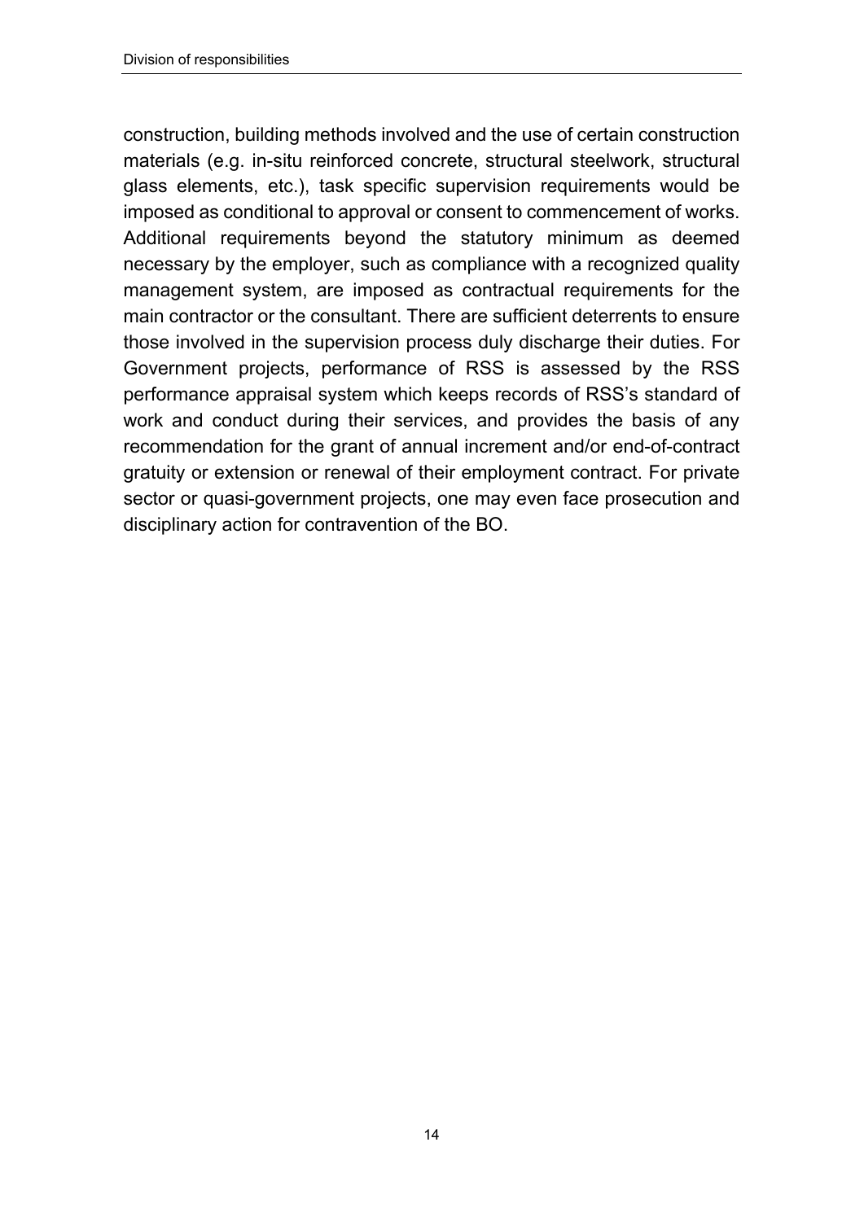construction, building methods involved and the use of certain construction materials (e.g. in-situ reinforced concrete, structural steelwork, structural glass elements, etc.), task specific supervision requirements would be imposed as conditional to approval or consent to commencement of works. Additional requirements beyond the statutory minimum as deemed necessary by the employer, such as compliance with a recognized quality management system, are imposed as contractual requirements for the main contractor or the consultant. There are sufficient deterrents to ensure those involved in the supervision process duly discharge their duties. For Government projects, performance of RSS is assessed by the RSS performance appraisal system which keeps records of RSS's standard of work and conduct during their services, and provides the basis of any recommendation for the grant of annual increment and/or end-of-contract gratuity or extension or renewal of their employment contract. For private sector or quasi-government projects, one may even face prosecution and disciplinary action for contravention of the BO.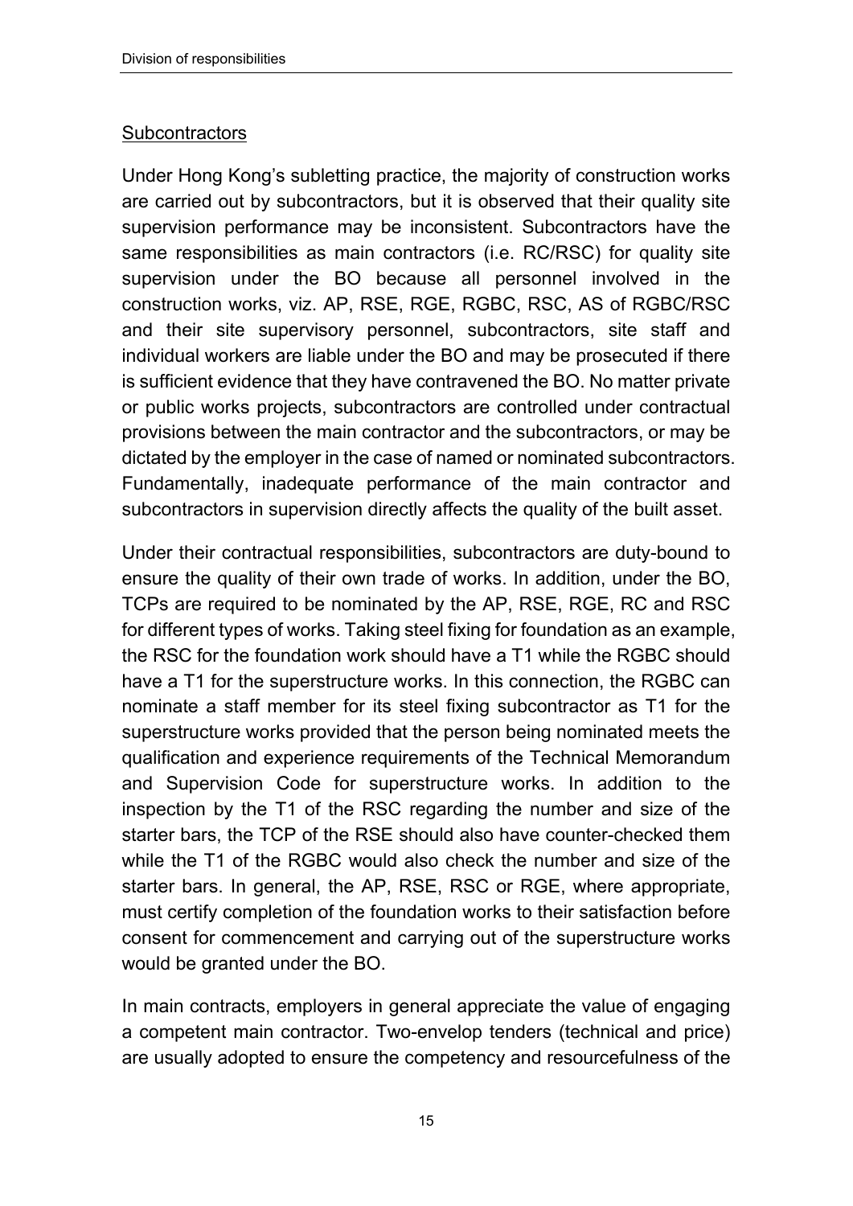Subcontractors

Under Hong Kong's subletting practice, the majority of construction works are carried out by subcontractors, but it is observed that their quality site supervision performance may be inconsistent. Subcontractors have the same responsibilities as main contractors (i.e. RC/RSC) for quality site supervision under the BO because all personnel involved in the construction works, viz. AP, RSE, RGE, RGBC, RSC, AS of RGBC/RSC and their site supervisory personnel, subcontractors, site staff and individual workers are liable under the BO and may be prosecuted if there is sufficient evidence that they have contravened the BO. No matter private or public works projects, subcontractors are controlled under contractual provisions between the main contractor and the subcontractors, or may be dictated by the employer in the case of named or nominated subcontractors. Fundamentally, inadequate performance of the main contractor and subcontractors in supervision directly affects the quality of the built asset.

Under their contractual responsibilities, subcontractors are duty-bound to ensure the quality of their own trade of works. In addition, under the BO, TCPs are required to be nominated by the AP, RSE, RGE, RC and RSC for different types of works. Taking steel fixing for foundation as an example, the RSC for the foundation work should have a T1 while the RGBC should have a T1 for the superstructure works. In this connection, the RGBC can nominate a staff member for its steel fixing subcontractor as T1 for the superstructure works provided that the person being nominated meets the qualification and experience requirements of the Technical Memorandum and Supervision Code for superstructure works. In addition to the inspection by the T1 of the RSC regarding the number and size of the starter bars, the TCP of the RSE should also have counter-checked them while the T1 of the RGBC would also check the number and size of the starter bars. In general, the AP, RSE, RSC or RGE, where appropriate, must certify completion of the foundation works to their satisfaction before consent for commencement and carrying out of the superstructure works would be granted under the BO.

In main contracts, employers in general appreciate the value of engaging a competent main contractor. Two-envelop tenders (technical and price) are usually adopted to ensure the competency and resourcefulness of the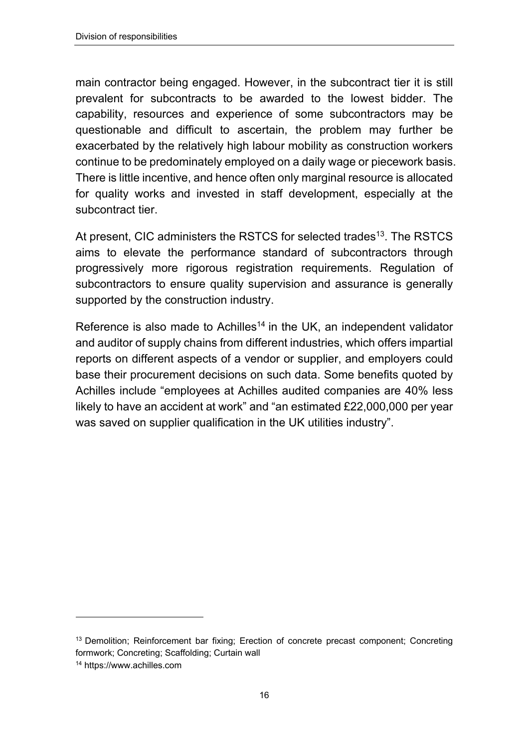main contractor being engaged. However, in the subcontract tier it is still prevalent for subcontracts to be awarded to the lowest bidder. The capability, resources and experience of some subcontractors may be questionable and difficult to ascertain, the problem may further be exacerbated by the relatively high labour mobility as construction workers continue to be predominately employed on a daily wage or piecework basis. There is little incentive, and hence often only marginal resource is allocated for quality works and invested in staff development, especially at the subcontract tier.

At present, CIC administers the RSTCS for selected trades[13]. The RSTCS aims to elevate the performance standard of subcontractors through progressively more rigorous registration requirements. Regulation of subcontractors to ensure quality supervision and assurance is generally supported by the construction industry.

Reference is also made to Achilles[14] in the UK, an independent validator and auditor of supply chains from different industries, which offers impartial reports on different aspects of a vendor or supplier, and employers could base their procurement decisions on such data. Some benefits quoted by Achilles include "employees at Achilles audited companies are 40% less likely to have an accident at work" and "an estimated £22,000,000 per year was saved on supplier qualification in the UK utilities industry".

---

[13] Demolition; Reinforcement bar fixing; Erection of concrete precast component; Concreting formwork; Concreting; Scaffolding; Curtain wall

[14] https://www.achilles.com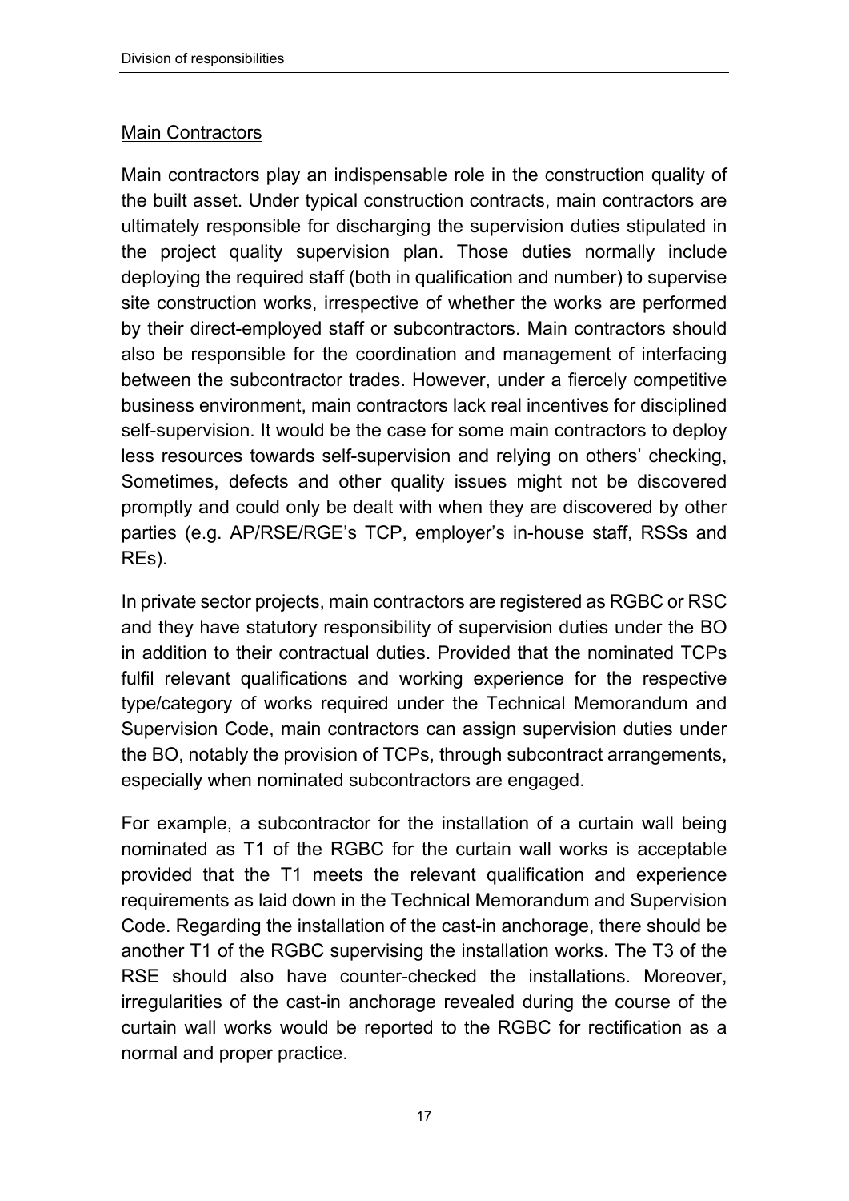## Main Contractors

Main contractors play an indispensable role in the construction quality of the built asset. Under typical construction contracts, main contractors are ultimately responsible for discharging the supervision duties stipulated in the project quality supervision plan. Those duties normally include deploying the required staff (both in qualification and number) to supervise site construction works, irrespective of whether the works are performed by their direct-employed staff or subcontractors. Main contractors should also be responsible for the coordination and management of interfacing between the subcontractor trades. However, under a fiercely competitive business environment, main contractors lack real incentives for disciplined self-supervision. It would be the case for some main contractors to deploy less resources towards self-supervision and relying on others' checking, Sometimes, defects and other quality issues might not be discovered promptly and could only be dealt with when they are discovered by other parties (e.g. AP/RSE/RGE's TCP, employer's in-house staff, RSSs and REs).

In private sector projects, main contractors are registered as RGBC or RSC and they have statutory responsibility of supervision duties under the BO in addition to their contractual duties. Provided that the nominated TCPs fulfil relevant qualifications and working experience for the respective type/category of works required under the Technical Memorandum and Supervision Code, main contractors can assign supervision duties under the BO, notably the provision of TCPs, through subcontract arrangements, especially when nominated subcontractors are engaged.

For example, a subcontractor for the installation of a curtain wall being nominated as T1 of the RGBC for the curtain wall works is acceptable provided that the T1 meets the relevant qualification and experience requirements as laid down in the Technical Memorandum and Supervision Code. Regarding the installation of the cast-in anchorage, there should be another T1 of the RGBC supervising the installation works. The T3 of the RSE should also have counter-checked the installations. Moreover, irregularities of the cast-in anchorage revealed during the course of the curtain wall works would be reported to the RGBC for rectification as a normal and proper practice.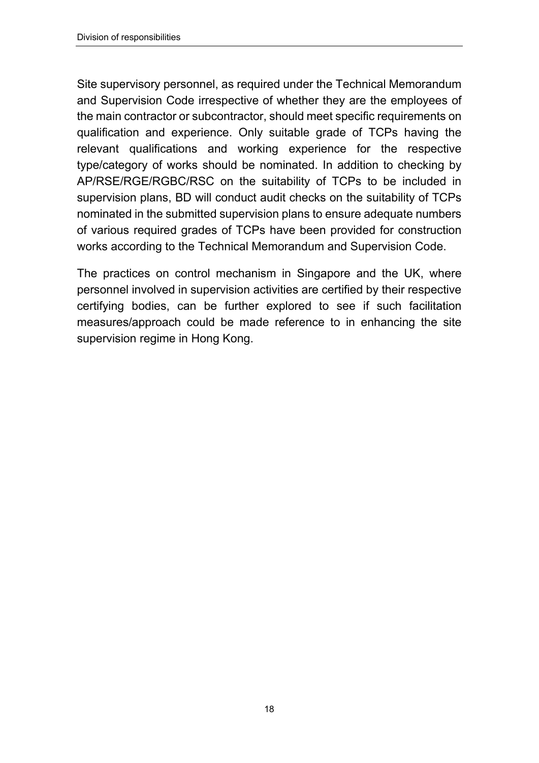Site supervisory personnel, as required under the Technical Memorandum and Supervision Code irrespective of whether they are the employees of the main contractor or subcontractor, should meet specific requirements on qualification and experience. Only suitable grade of TCPs having the relevant qualifications and working experience for the respective type/category of works should be nominated. In addition to checking by AP/RSE/RGE/RGBC/RSC on the suitability of TCPs to be included in supervision plans, BD will conduct audit checks on the suitability of TCPs nominated in the submitted supervision plans to ensure adequate numbers of various required grades of TCPs have been provided for construction works according to the Technical Memorandum and Supervision Code.

The practices on control mechanism in Singapore and the UK, where personnel involved in supervision activities are certified by their respective certifying bodies, can be further explored to see if such facilitation measures/approach could be made reference to in enhancing the site supervision regime in Hong Kong.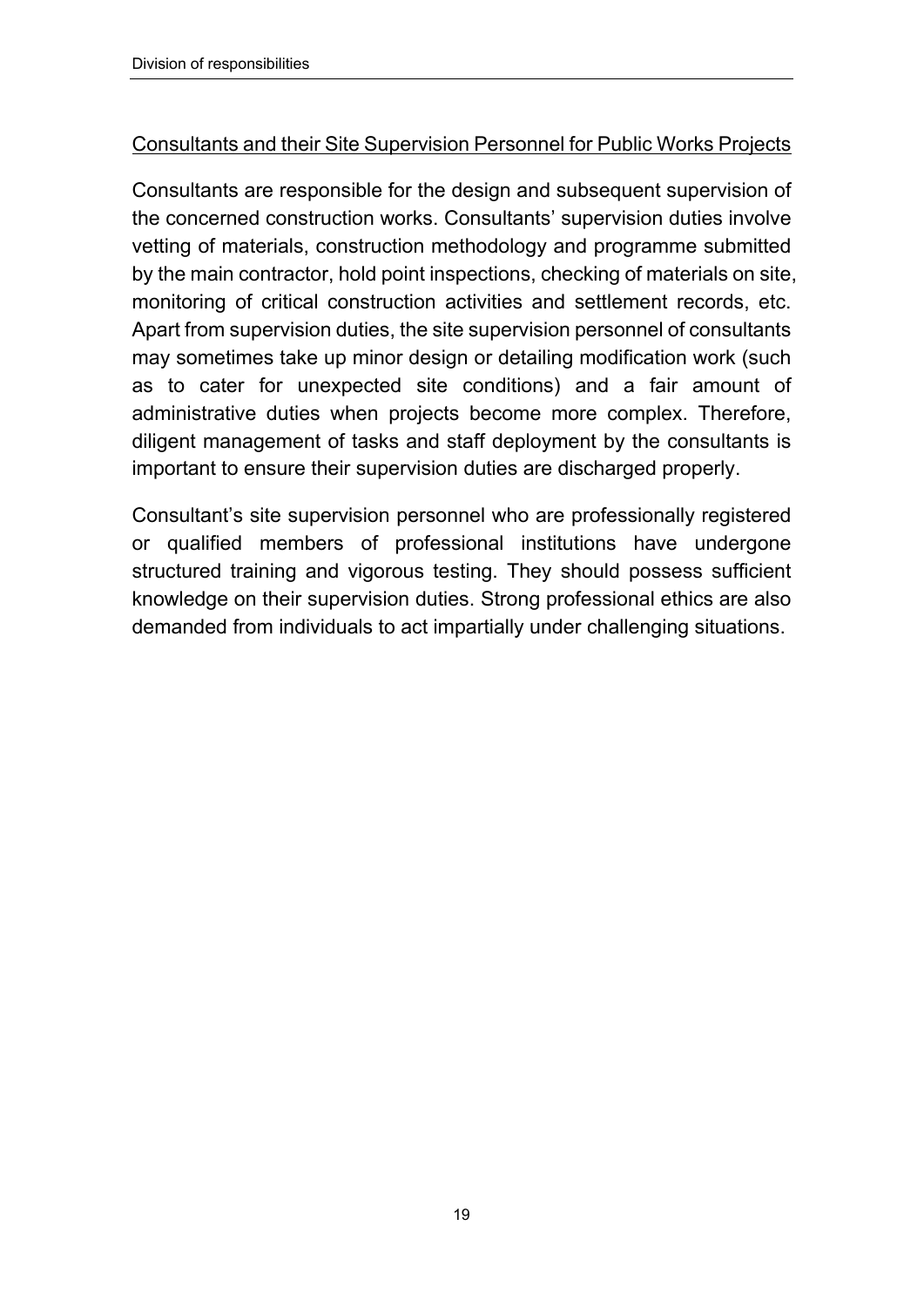Consultants and their Site Supervision Personnel for Public Works Projects

Consultants are responsible for the design and subsequent supervision of the concerned construction works. Consultants' supervision duties involve vetting of materials, construction methodology and programme submitted by the main contractor, hold point inspections, checking of materials on site, monitoring of critical construction activities and settlement records, etc. Apart from supervision duties, the site supervision personnel of consultants may sometimes take up minor design or detailing modification work (such as to cater for unexpected site conditions) and a fair amount of administrative duties when projects become more complex. Therefore, diligent management of tasks and staff deployment by the consultants is important to ensure their supervision duties are discharged properly.

Consultant's site supervision personnel who are professionally registered or qualified members of professional institutions have undergone structured training and vigorous testing. They should possess sufficient knowledge on their supervision duties. Strong professional ethics are also demanded from individuals to act impartially under challenging situations.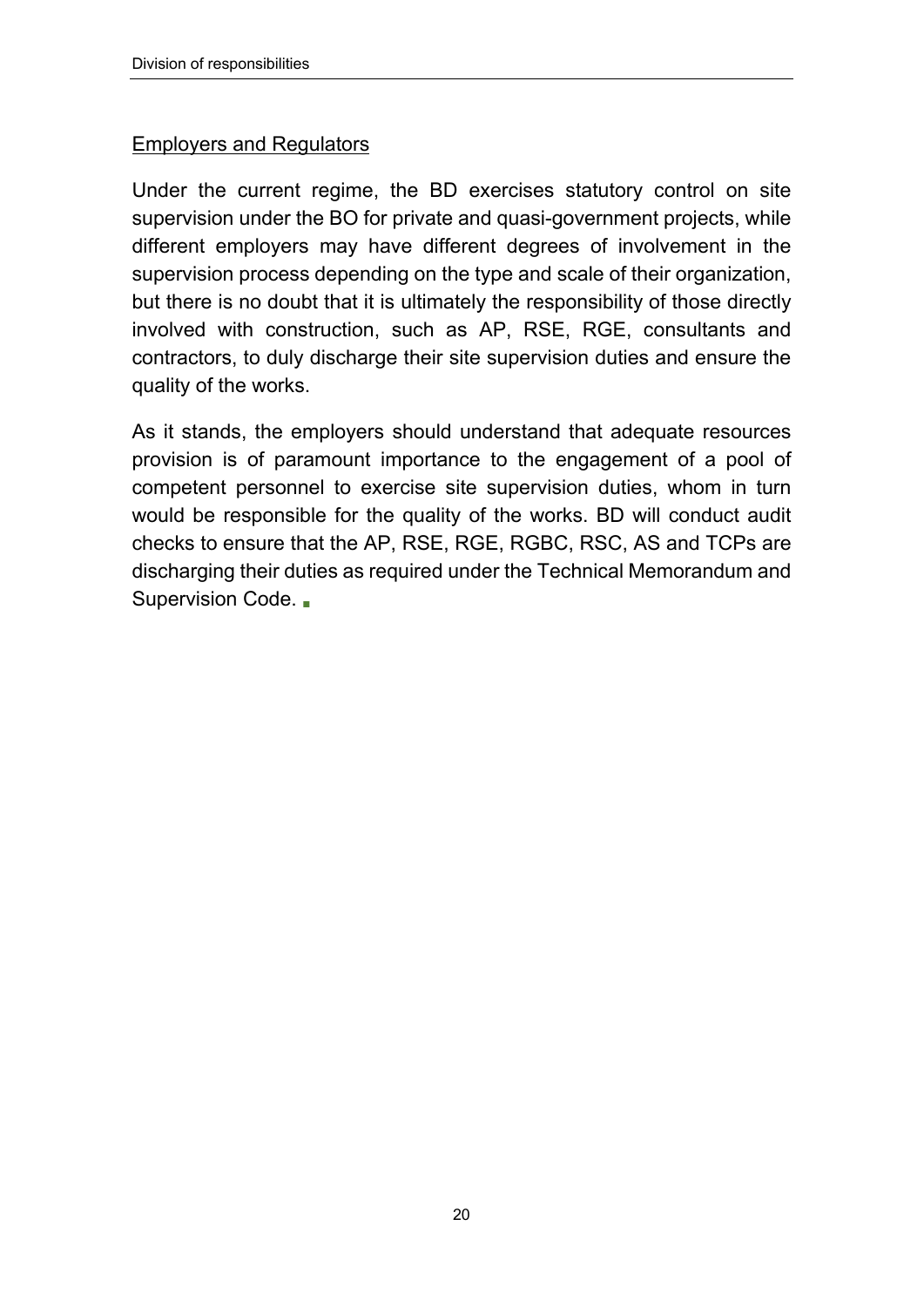## Employers and Regulators

Under the current regime, the BD exercises statutory control on site supervision under the BO for private and quasi-government projects, while different employers may have different degrees of involvement in the supervision process depending on the type and scale of their organization, but there is no doubt that it is ultimately the responsibility of those directly involved with construction, such as AP, RSE, RGE, consultants and contractors, to duly discharge their site supervision duties and ensure the quality of the works.

As it stands, the employers should understand that adequate resources provision is of paramount importance to the engagement of a pool of competent personnel to exercise site supervision duties, whom in turn would be responsible for the quality of the works. BD will conduct audit checks to ensure that the AP, RSE, RGE, RGBC, RSC, AS and TCPs are discharging their duties as required under the Technical Memorandum and Supervision Code. ■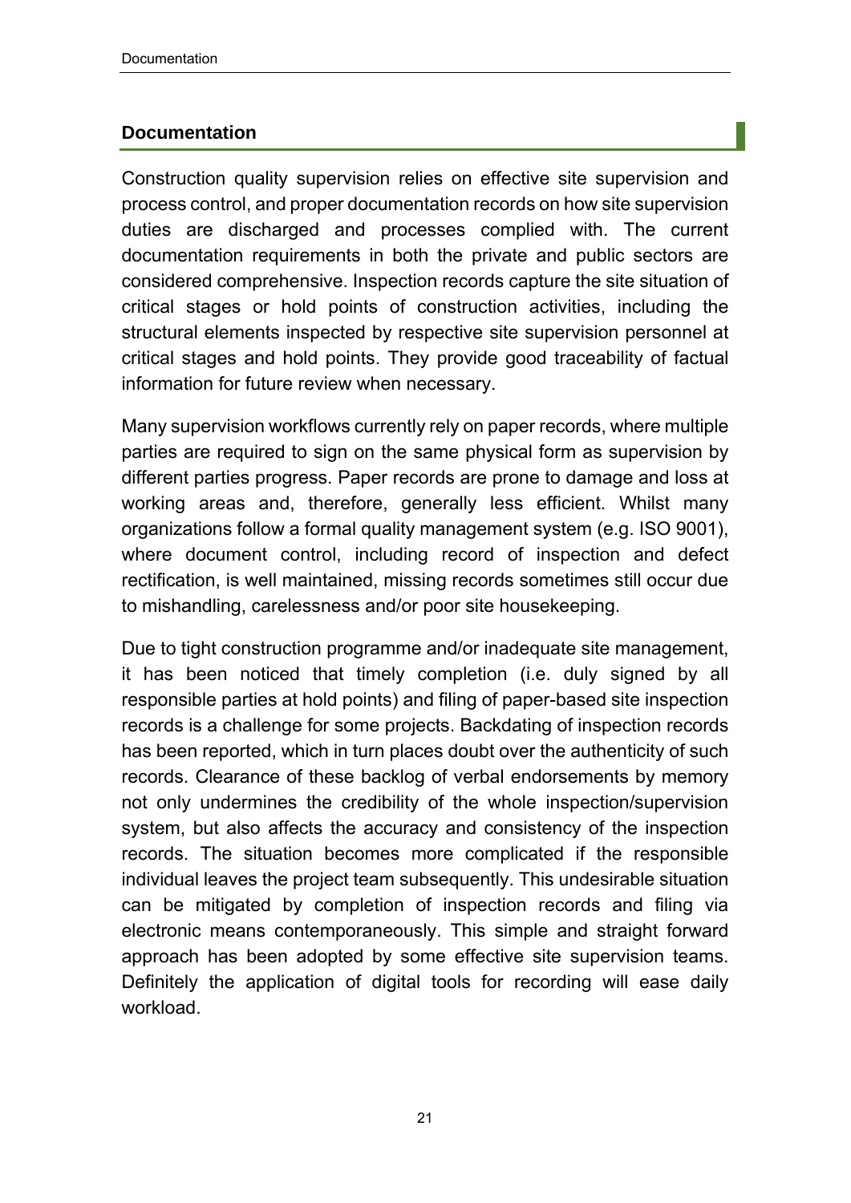## Documentation

Construction quality supervision relies on effective site supervision and process control, and proper documentation records on how site supervision duties are discharged and processes complied with. The current documentation requirements in both the private and public sectors are considered comprehensive. Inspection records capture the site situation of critical stages or hold points of construction activities, including the structural elements inspected by respective site supervision personnel at critical stages and hold points. They provide good traceability of factual information for future review when necessary.

Many supervision workflows currently rely on paper records, where multiple parties are required to sign on the same physical form as supervision by different parties progress. Paper records are prone to damage and loss at working areas and, therefore, generally less efficient. Whilst many organizations follow a formal quality management system (e.g. ISO 9001), where document control, including record of inspection and defect rectification, is well maintained, missing records sometimes still occur due to mishandling, carelessness and/or poor site housekeeping.

Due to tight construction programme and/or inadequate site management, it has been noticed that timely completion (i.e. duly signed by all responsible parties at hold points) and filing of paper-based site inspection records is a challenge for some projects. Backdating of inspection records has been reported, which in turn places doubt over the authenticity of such records. Clearance of these backlog of verbal endorsements by memory not only undermines the credibility of the whole inspection/supervision system, but also affects the accuracy and consistency of the inspection records. The situation becomes more complicated if the responsible individual leaves the project team subsequently. This undesirable situation can be mitigated by completion of inspection records and filing via electronic means contemporaneously. This simple and straight forward approach has been adopted by some effective site supervision teams. Definitely the application of digital tools for recording will ease daily workload.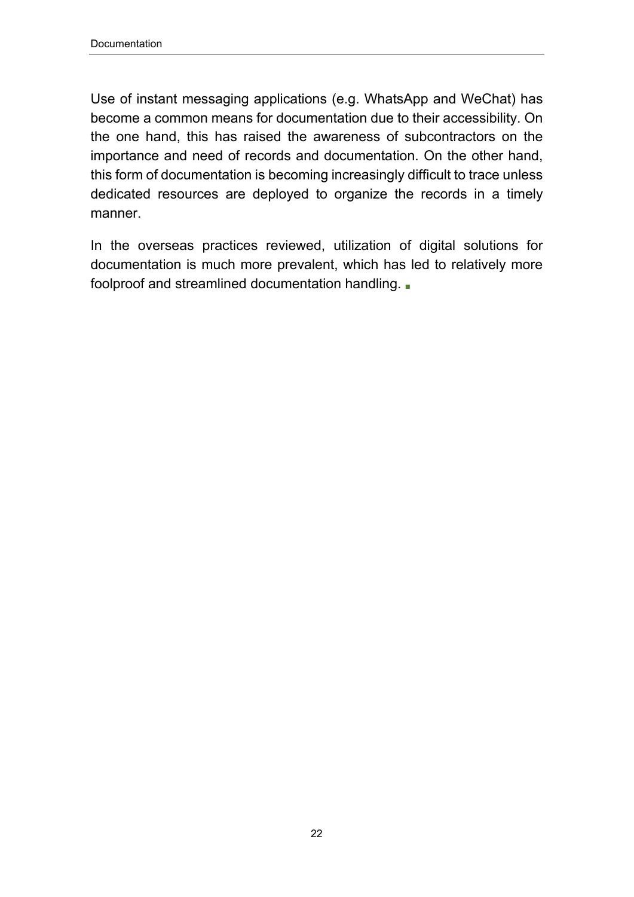Use of instant messaging applications (e.g. WhatsApp and WeChat) has become a common means for documentation due to their accessibility. On the one hand, this has raised the awareness of subcontractors on the importance and need of records and documentation. On the other hand, this form of documentation is becoming increasingly difficult to trace unless dedicated resources are deployed to organize the records in a timely manner.

In the overseas practices reviewed, utilization of digital solutions for documentation is much more prevalent, which has led to relatively more foolproof and streamlined documentation handling.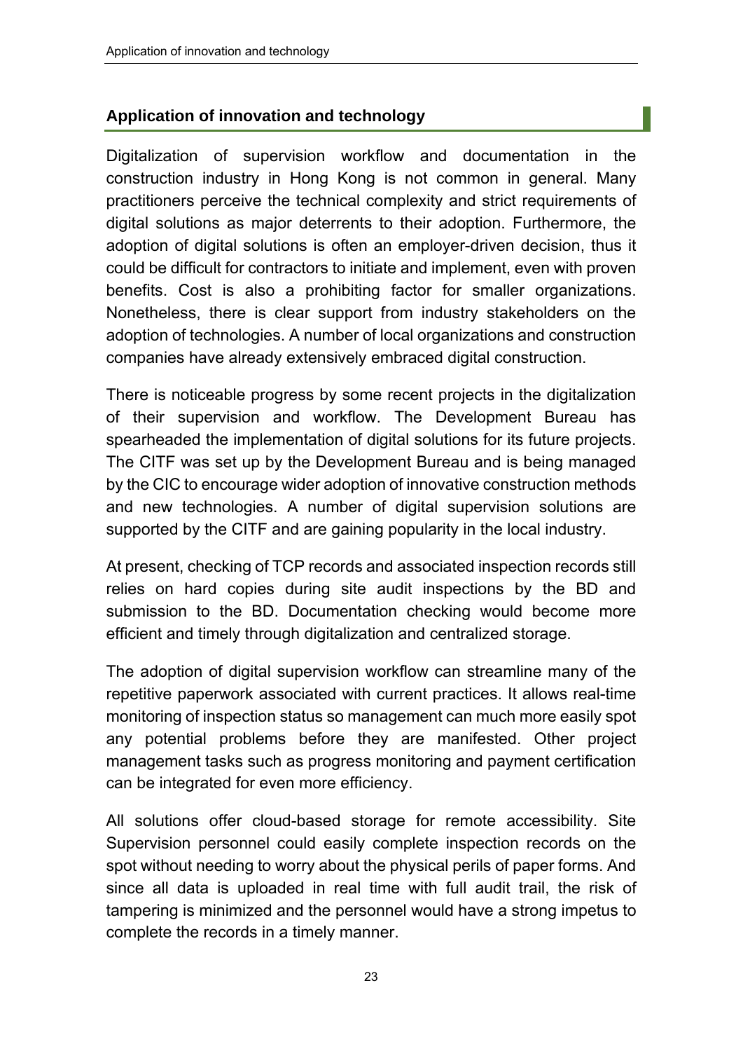## Application of innovation and technology

Digitalization of supervision workflow and documentation in the construction industry in Hong Kong is not common in general. Many practitioners perceive the technical complexity and strict requirements of digital solutions as major deterrents to their adoption. Furthermore, the adoption of digital solutions is often an employer-driven decision, thus it could be difficult for contractors to initiate and implement, even with proven benefits. Cost is also a prohibiting factor for smaller organizations. Nonetheless, there is clear support from industry stakeholders on the adoption of technologies. A number of local organizations and construction companies have already extensively embraced digital construction.

There is noticeable progress by some recent projects in the digitalization of their supervision and workflow. The Development Bureau has spearheaded the implementation of digital solutions for its future projects. The CITF was set up by the Development Bureau and is being managed by the CIC to encourage wider adoption of innovative construction methods and new technologies. A number of digital supervision solutions are supported by the CITF and are gaining popularity in the local industry.

At present, checking of TCP records and associated inspection records still relies on hard copies during site audit inspections by the BD and submission to the BD. Documentation checking would become more efficient and timely through digitalization and centralized storage.

The adoption of digital supervision workflow can streamline many of the repetitive paperwork associated with current practices. It allows real-time monitoring of inspection status so management can much more easily spot any potential problems before they are manifested. Other project management tasks such as progress monitoring and payment certification can be integrated for even more efficiency.

All solutions offer cloud-based storage for remote accessibility. Site Supervision personnel could easily complete inspection records on the spot without needing to worry about the physical perils of paper forms. And since all data is uploaded in real time with full audit trail, the risk of tampering is minimized and the personnel would have a strong impetus to complete the records in a timely manner.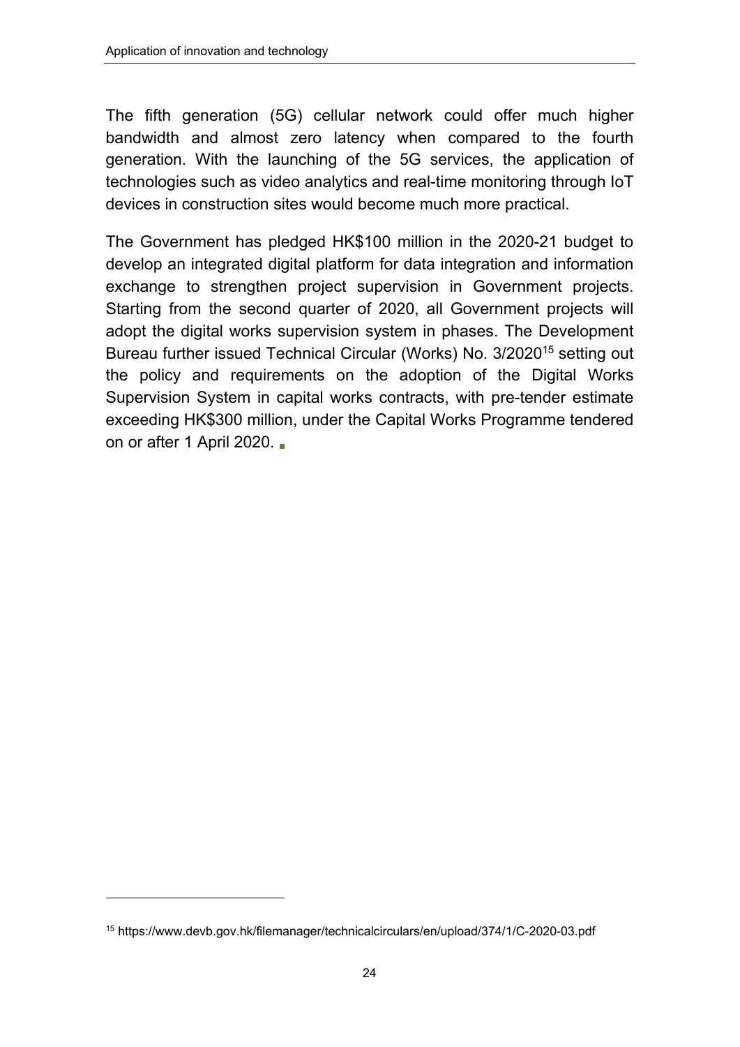The fifth generation (5G) cellular network could offer much higher bandwidth and almost zero latency when compared to the fourth generation. With the launching of the 5G services, the application of technologies such as video analytics and real-time monitoring through IoT devices in construction sites would become much more practical.

The Government has pledged HK$100 million in the 2020-21 budget to develop an integrated digital platform for data integration and information exchange to strengthen project supervision in Government projects. Starting from the second quarter of 2020, all Government projects will adopt the digital works supervision system in phases. The Development Bureau further issued Technical Circular (Works) No. 3/2020[15] setting out the policy and requirements on the adoption of the Digital Works Supervision System in capital works contracts, with pre-tender estimate exceeding HK$300 million, under the Capital Works Programme tendered on or after 1 April 2020.

---

[15] https://www.devb.gov.hk/filemanager/technicalcirculars/en/upload/374/1/C-2020-03.pdf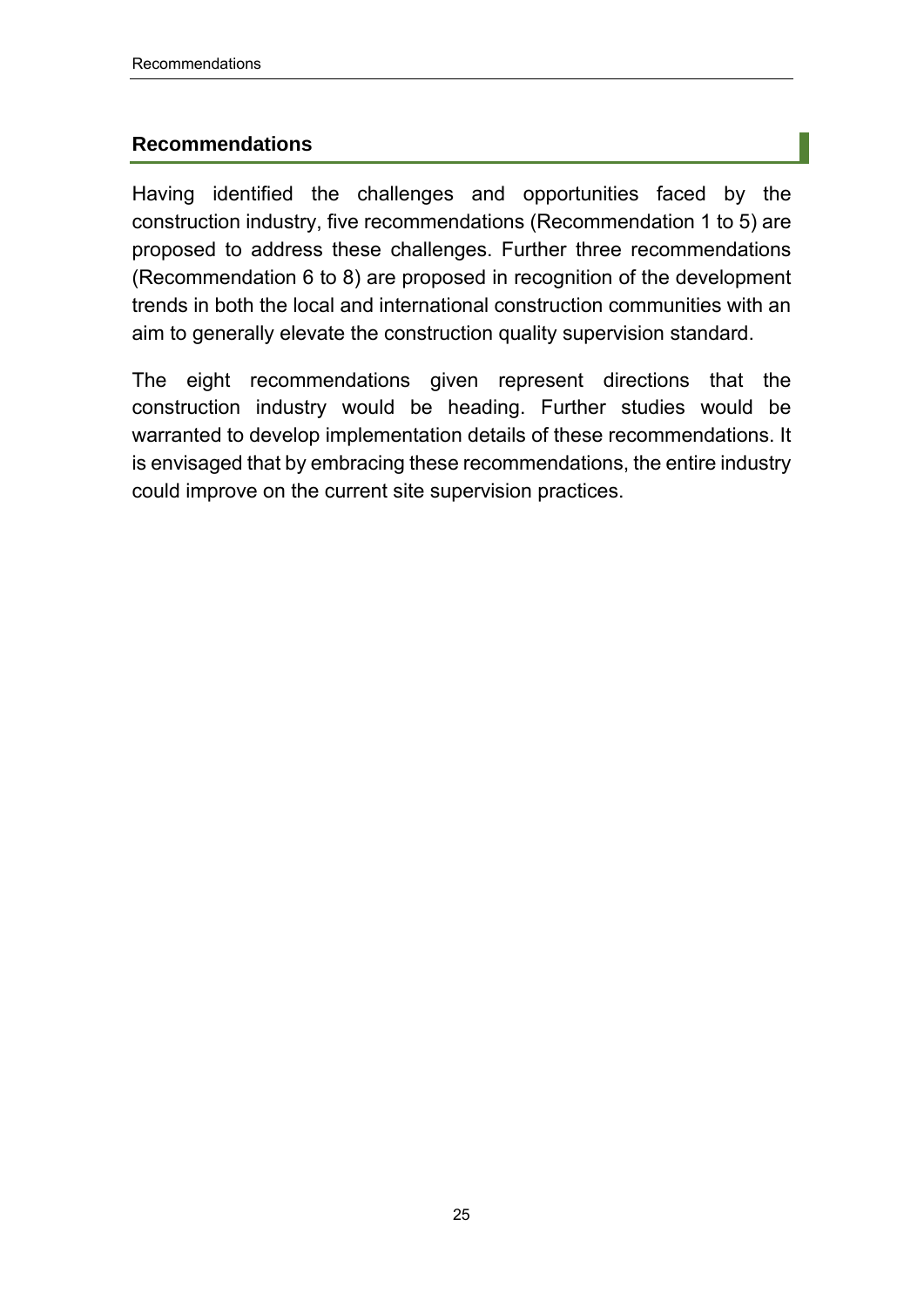## Recommendations

Having identified the challenges and opportunities faced by the construction industry, five recommendations (Recommendation 1 to 5) are proposed to address these challenges. Further three recommendations (Recommendation 6 to 8) are proposed in recognition of the development trends in both the local and international construction communities with an aim to generally elevate the construction quality supervision standard.

The eight recommendations given represent directions that the construction industry would be heading. Further studies would be warranted to develop implementation details of these recommendations. It is envisaged that by embracing these recommendations, the entire industry could improve on the current site supervision practices.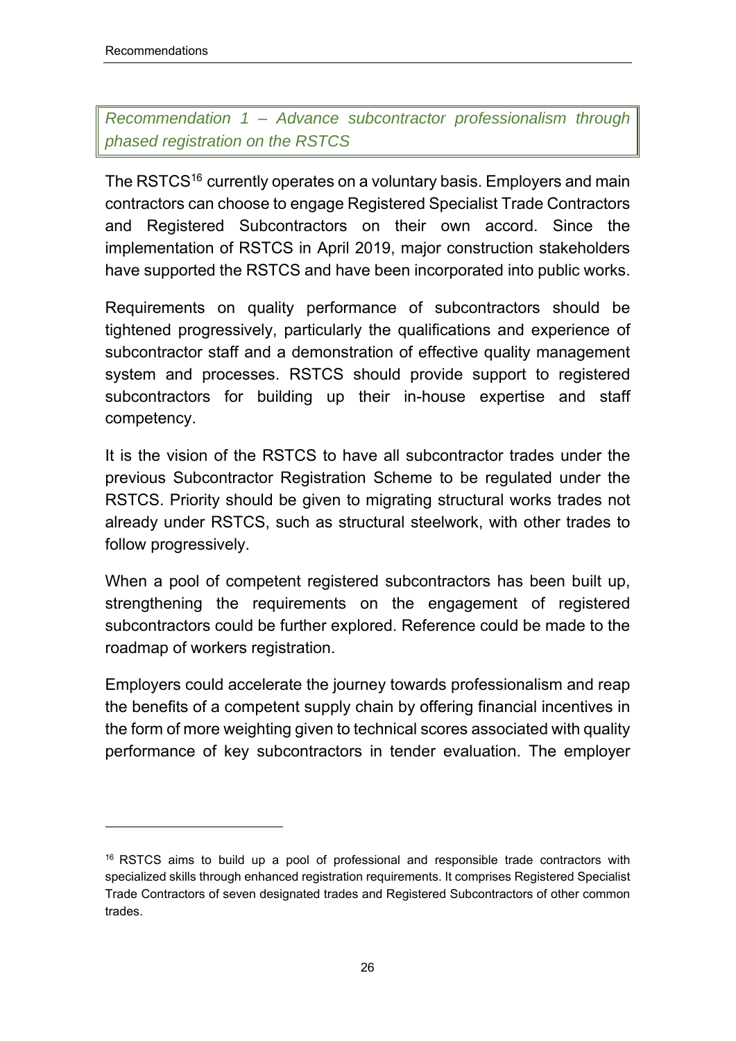### *Recommendation 1 – Advance subcontractor professionalism through phased registration on the RSTCS*

The RSTCS[16] currently operates on a voluntary basis. Employers and main contractors can choose to engage Registered Specialist Trade Contractors and Registered Subcontractors on their own accord. Since the implementation of RSTCS in April 2019, major construction stakeholders have supported the RSTCS and have been incorporated into public works.

Requirements on quality performance of subcontractors should be tightened progressively, particularly the qualifications and experience of subcontractor staff and a demonstration of effective quality management system and processes. RSTCS should provide support to registered subcontractors for building up their in-house expertise and staff competency.

It is the vision of the RSTCS to have all subcontractor trades under the previous Subcontractor Registration Scheme to be regulated under the RSTCS. Priority should be given to migrating structural works trades not already under RSTCS, such as structural steelwork, with other trades to follow progressively.

When a pool of competent registered subcontractors has been built up, strengthening the requirements on the engagement of registered subcontractors could be further explored. Reference could be made to the roadmap of workers registration.

Employers could accelerate the journey towards professionalism and reap the benefits of a competent supply chain by offering financial incentives in the form of more weighting given to technical scores associated with quality performance of key subcontractors in tender evaluation. The employer

---

[16] RSTCS aims to build up a pool of professional and responsible trade contractors with specialized skills through enhanced registration requirements. It comprises Registered Specialist Trade Contractors of seven designated trades and Registered Subcontractors of other common trades.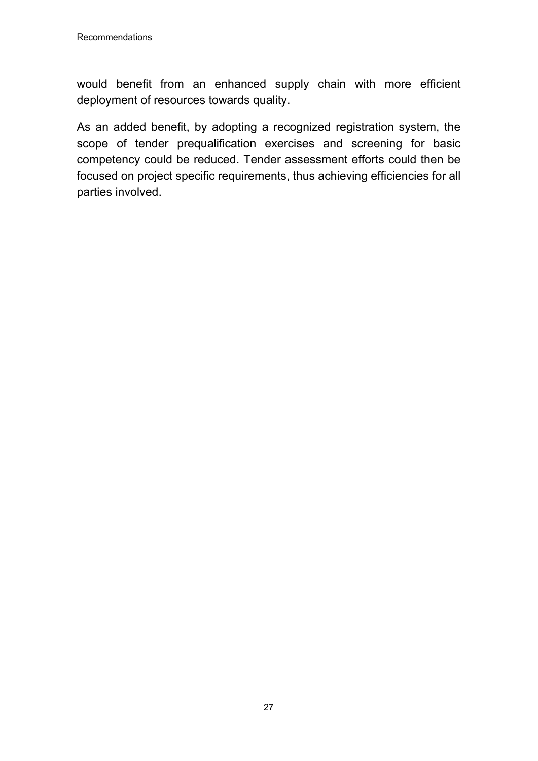would benefit from an enhanced supply chain with more efficient deployment of resources towards quality.

As an added benefit, by adopting a recognized registration system, the scope of tender prequalification exercises and screening for basic competency could be reduced. Tender assessment efforts could then be focused on project specific requirements, thus achieving efficiencies for all parties involved.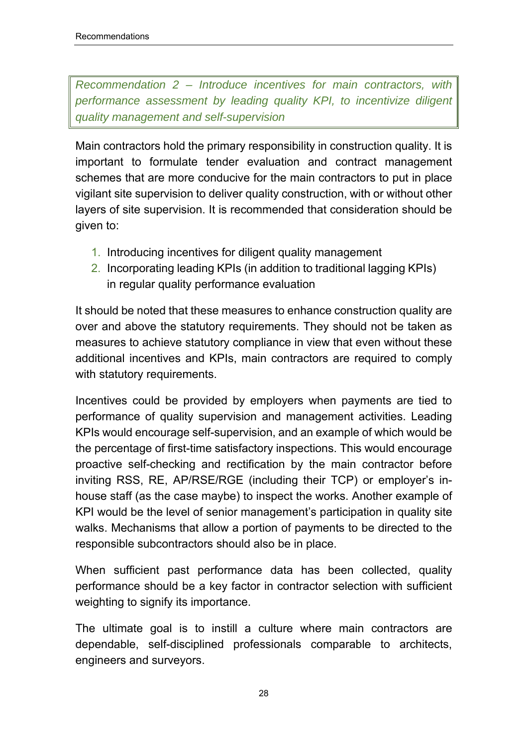*Recommendation 2 – Introduce incentives for main contractors, with performance assessment by leading quality KPI, to incentivize diligent quality management and self-supervision*

Main contractors hold the primary responsibility in construction quality. It is important to formulate tender evaluation and contract management schemes that are more conducive for the main contractors to put in place vigilant site supervision to deliver quality construction, with or without other layers of site supervision. It is recommended that consideration should be given to:

1. Introducing incentives for diligent quality management
2. Incorporating leading KPIs (in addition to traditional lagging KPIs) in regular quality performance evaluation

It should be noted that these measures to enhance construction quality are over and above the statutory requirements. They should not be taken as measures to achieve statutory compliance in view that even without these additional incentives and KPIs, main contractors are required to comply with statutory requirements.

Incentives could be provided by employers when payments are tied to performance of quality supervision and management activities. Leading KPIs would encourage self-supervision, and an example of which would be the percentage of first-time satisfactory inspections. This would encourage proactive self-checking and rectification by the main contractor before inviting RSS, RE, AP/RSE/RGE (including their TCP) or employer's in-house staff (as the case maybe) to inspect the works. Another example of KPI would be the level of senior management's participation in quality site walks. Mechanisms that allow a portion of payments to be directed to the responsible subcontractors should also be in place.

When sufficient past performance data has been collected, quality performance should be a key factor in contractor selection with sufficient weighting to signify its importance.

The ultimate goal is to instill a culture where main contractors are dependable, self-disciplined professionals comparable to architects, engineers and surveyors.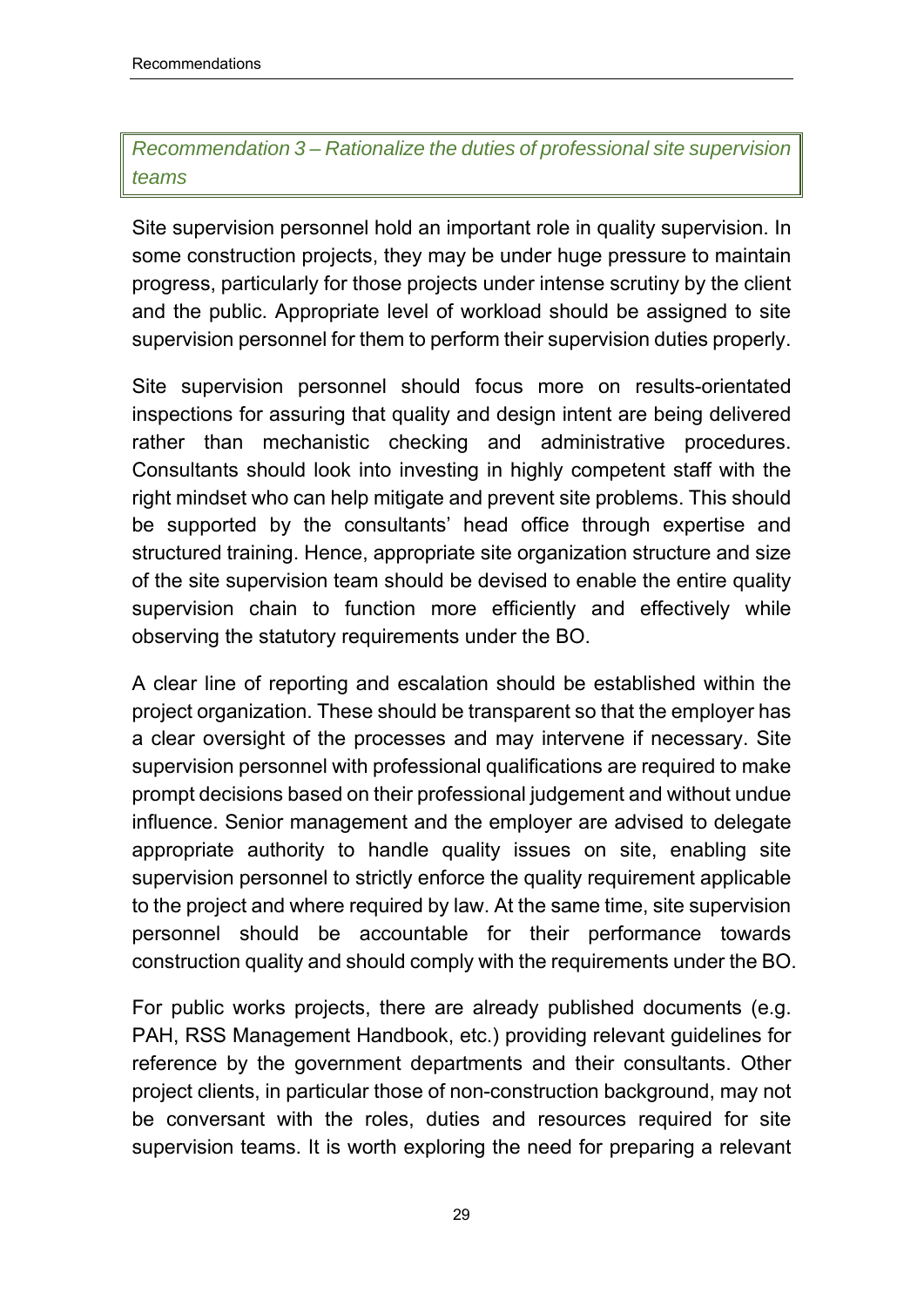### *Recommendation 3 – Rationalize the duties of professional site supervision teams*

Site supervision personnel hold an important role in quality supervision. In some construction projects, they may be under huge pressure to maintain progress, particularly for those projects under intense scrutiny by the client and the public. Appropriate level of workload should be assigned to site supervision personnel for them to perform their supervision duties properly.

Site supervision personnel should focus more on results-orientated inspections for assuring that quality and design intent are being delivered rather than mechanistic checking and administrative procedures. Consultants should look into investing in highly competent staff with the right mindset who can help mitigate and prevent site problems. This should be supported by the consultants' head office through expertise and structured training. Hence, appropriate site organization structure and size of the site supervision team should be devised to enable the entire quality supervision chain to function more efficiently and effectively while observing the statutory requirements under the BO.

A clear line of reporting and escalation should be established within the project organization. These should be transparent so that the employer has a clear oversight of the processes and may intervene if necessary. Site supervision personnel with professional qualifications are required to make prompt decisions based on their professional judgement and without undue influence. Senior management and the employer are advised to delegate appropriate authority to handle quality issues on site, enabling site supervision personnel to strictly enforce the quality requirement applicable to the project and where required by law. At the same time, site supervision personnel should be accountable for their performance towards construction quality and should comply with the requirements under the BO.

For public works projects, there are already published documents (e.g. PAH, RSS Management Handbook, etc.) providing relevant guidelines for reference by the government departments and their consultants. Other project clients, in particular those of non-construction background, may not be conversant with the roles, duties and resources required for site supervision teams. It is worth exploring the need for preparing a relevant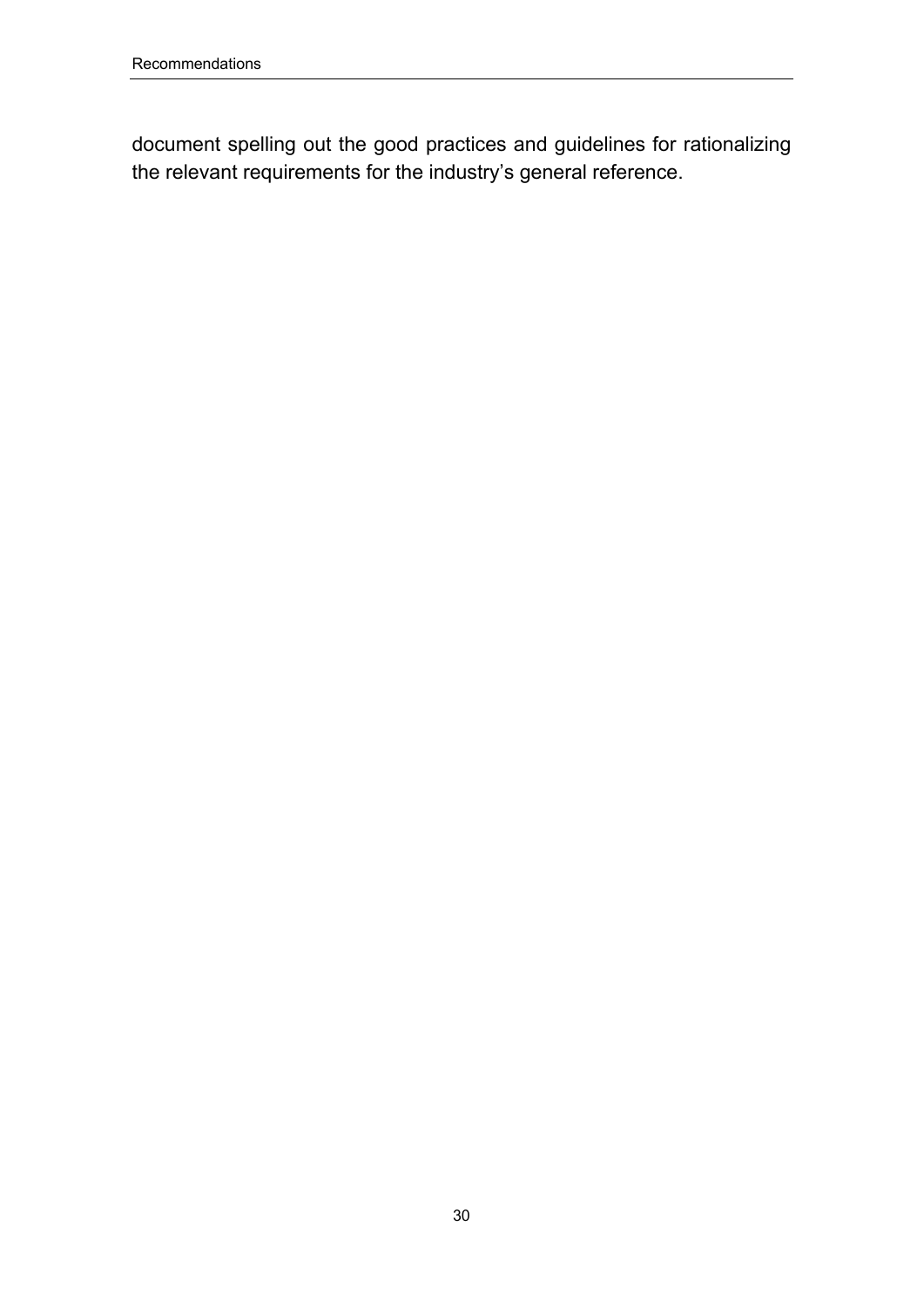document spelling out the good practices and guidelines for rationalizing the relevant requirements for the industry's general reference.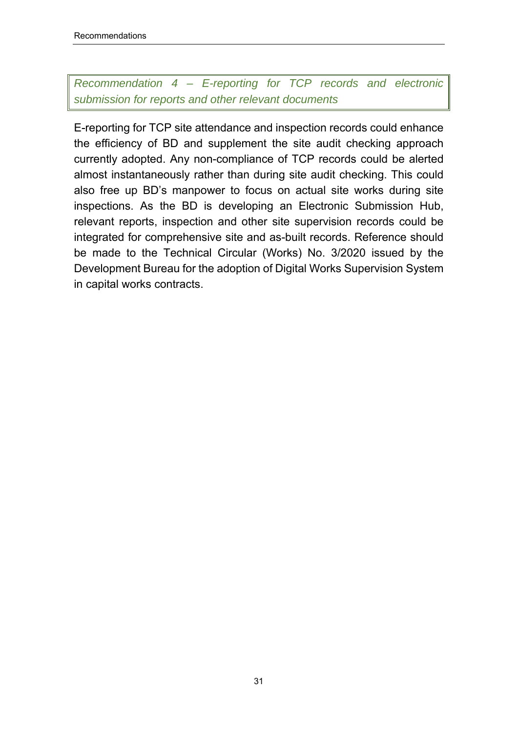*Recommendation 4 – E-reporting for TCP records and electronic submission for reports and other relevant documents*

E-reporting for TCP site attendance and inspection records could enhance the efficiency of BD and supplement the site audit checking approach currently adopted. Any non-compliance of TCP records could be alerted almost instantaneously rather than during site audit checking. This could also free up BD's manpower to focus on actual site works during site inspections. As the BD is developing an Electronic Submission Hub, relevant reports, inspection and other site supervision records could be integrated for comprehensive site and as-built records. Reference should be made to the Technical Circular (Works) No. 3/2020 issued by the Development Bureau for the adoption of Digital Works Supervision System in capital works contracts.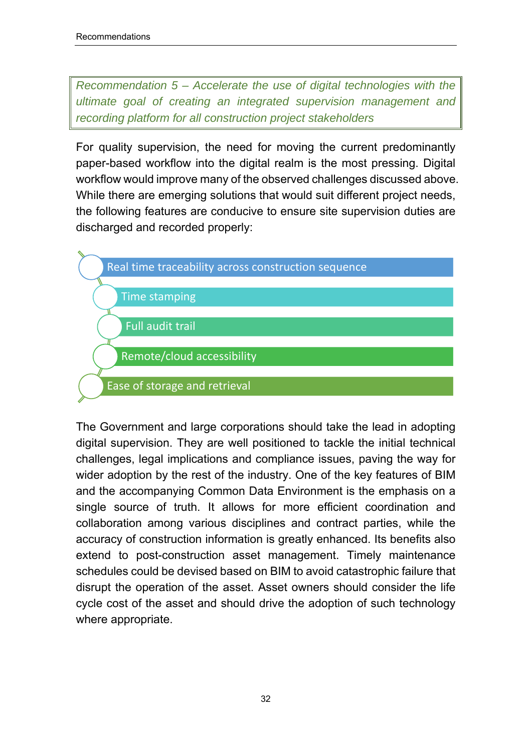*Recommendation 5 – Accelerate the use of digital technologies with the ultimate goal of creating an integrated supervision management and recording platform for all construction project stakeholders*

For quality supervision, the need for moving the current predominantly paper-based workflow into the digital realm is the most pressing. Digital workflow would improve many of the observed challenges discussed above. While there are emerging solutions that would suit different project needs, the following features are conducive to ensure site supervision duties are discharged and recorded properly:

- Real time traceability across construction sequence
- Time stamping
- Full audit trail
- Remote/cloud accessibility
- Ease of storage and retrieval

The Government and large corporations should take the lead in adopting digital supervision. They are well positioned to tackle the initial technical challenges, legal implications and compliance issues, paving the way for wider adoption by the rest of the industry. One of the key features of BIM and the accompanying Common Data Environment is the emphasis on a single source of truth. It allows for more efficient coordination and collaboration among various disciplines and contract parties, while the accuracy of construction information is greatly enhanced. Its benefits also extend to post-construction asset management. Timely maintenance schedules could be devised based on BIM to avoid catastrophic failure that disrupt the operation of the asset. Asset owners should consider the life cycle cost of the asset and should drive the adoption of such technology where appropriate.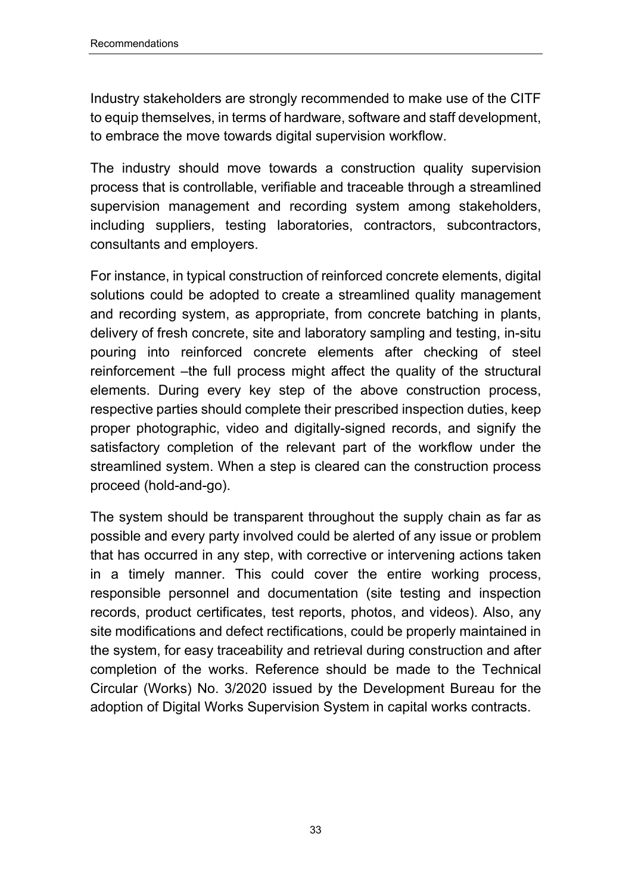Industry stakeholders are strongly recommended to make use of the CITF to equip themselves, in terms of hardware, software and staff development, to embrace the move towards digital supervision workflow.

The industry should move towards a construction quality supervision process that is controllable, verifiable and traceable through a streamlined supervision management and recording system among stakeholders, including suppliers, testing laboratories, contractors, subcontractors, consultants and employers.

For instance, in typical construction of reinforced concrete elements, digital solutions could be adopted to create a streamlined quality management and recording system, as appropriate, from concrete batching in plants, delivery of fresh concrete, site and laboratory sampling and testing, in-situ pouring into reinforced concrete elements after checking of steel reinforcement –the full process might affect the quality of the structural elements. During every key step of the above construction process, respective parties should complete their prescribed inspection duties, keep proper photographic, video and digitally-signed records, and signify the satisfactory completion of the relevant part of the workflow under the streamlined system. When a step is cleared can the construction process proceed (hold-and-go).

The system should be transparent throughout the supply chain as far as possible and every party involved could be alerted of any issue or problem that has occurred in any step, with corrective or intervening actions taken in a timely manner. This could cover the entire working process, responsible personnel and documentation (site testing and inspection records, product certificates, test reports, photos, and videos). Also, any site modifications and defect rectifications, could be properly maintained in the system, for easy traceability and retrieval during construction and after completion of the works. Reference should be made to the Technical Circular (Works) No. 3/2020 issued by the Development Bureau for the adoption of Digital Works Supervision System in capital works contracts.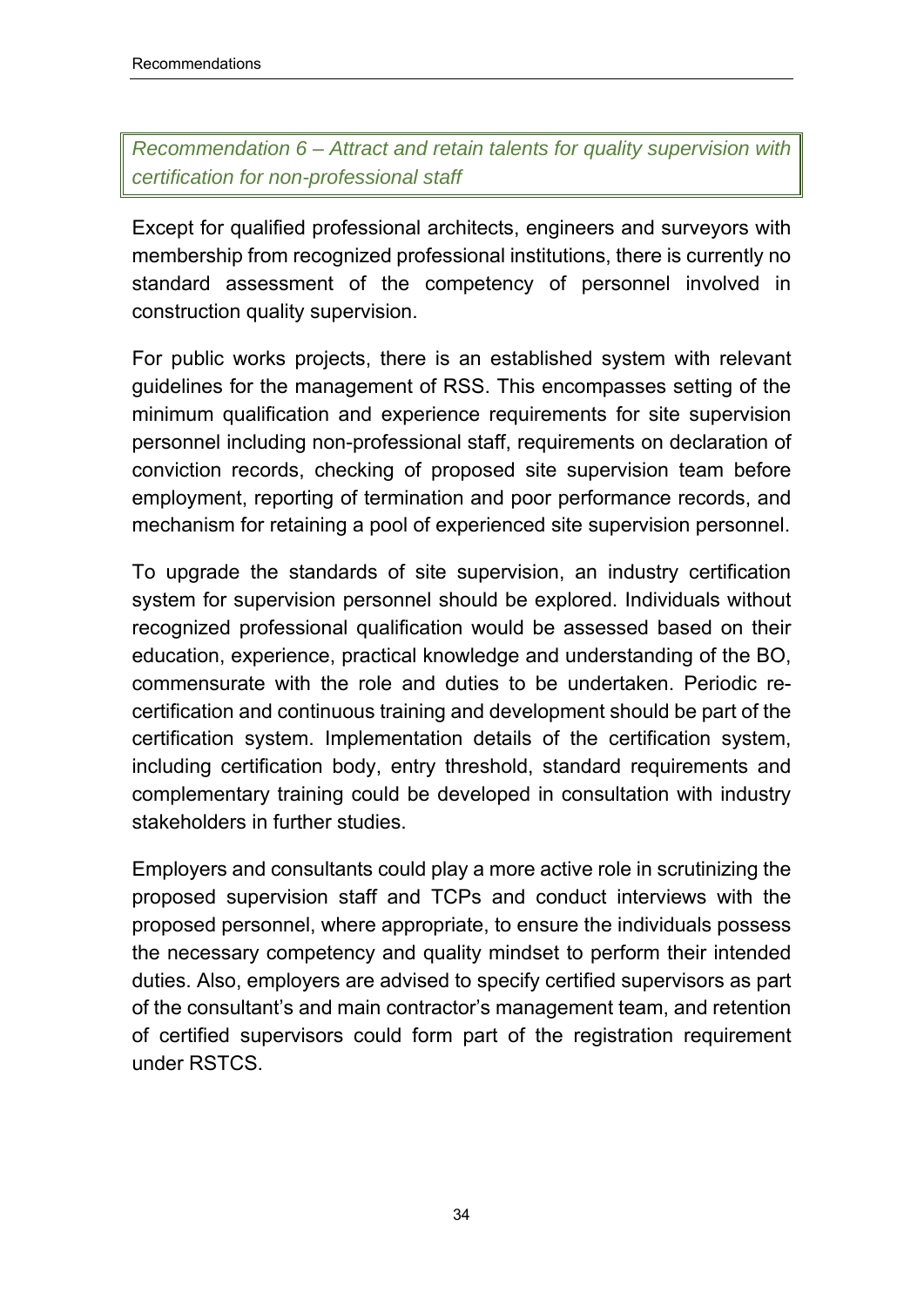*Recommendation 6 – Attract and retain talents for quality supervision with certification for non-professional staff*

Except for qualified professional architects, engineers and surveyors with membership from recognized professional institutions, there is currently no standard assessment of the competency of personnel involved in construction quality supervision.

For public works projects, there is an established system with relevant guidelines for the management of RSS. This encompasses setting of the minimum qualification and experience requirements for site supervision personnel including non-professional staff, requirements on declaration of conviction records, checking of proposed site supervision team before employment, reporting of termination and poor performance records, and mechanism for retaining a pool of experienced site supervision personnel.

To upgrade the standards of site supervision, an industry certification system for supervision personnel should be explored. Individuals without recognized professional qualification would be assessed based on their education, experience, practical knowledge and understanding of the BO, commensurate with the role and duties to be undertaken. Periodic re-certification and continuous training and development should be part of the certification system. Implementation details of the certification system, including certification body, entry threshold, standard requirements and complementary training could be developed in consultation with industry stakeholders in further studies.

Employers and consultants could play a more active role in scrutinizing the proposed supervision staff and TCPs and conduct interviews with the proposed personnel, where appropriate, to ensure the individuals possess the necessary competency and quality mindset to perform their intended duties. Also, employers are advised to specify certified supervisors as part of the consultant's and main contractor's management team, and retention of certified supervisors could form part of the registration requirement under RSTCS.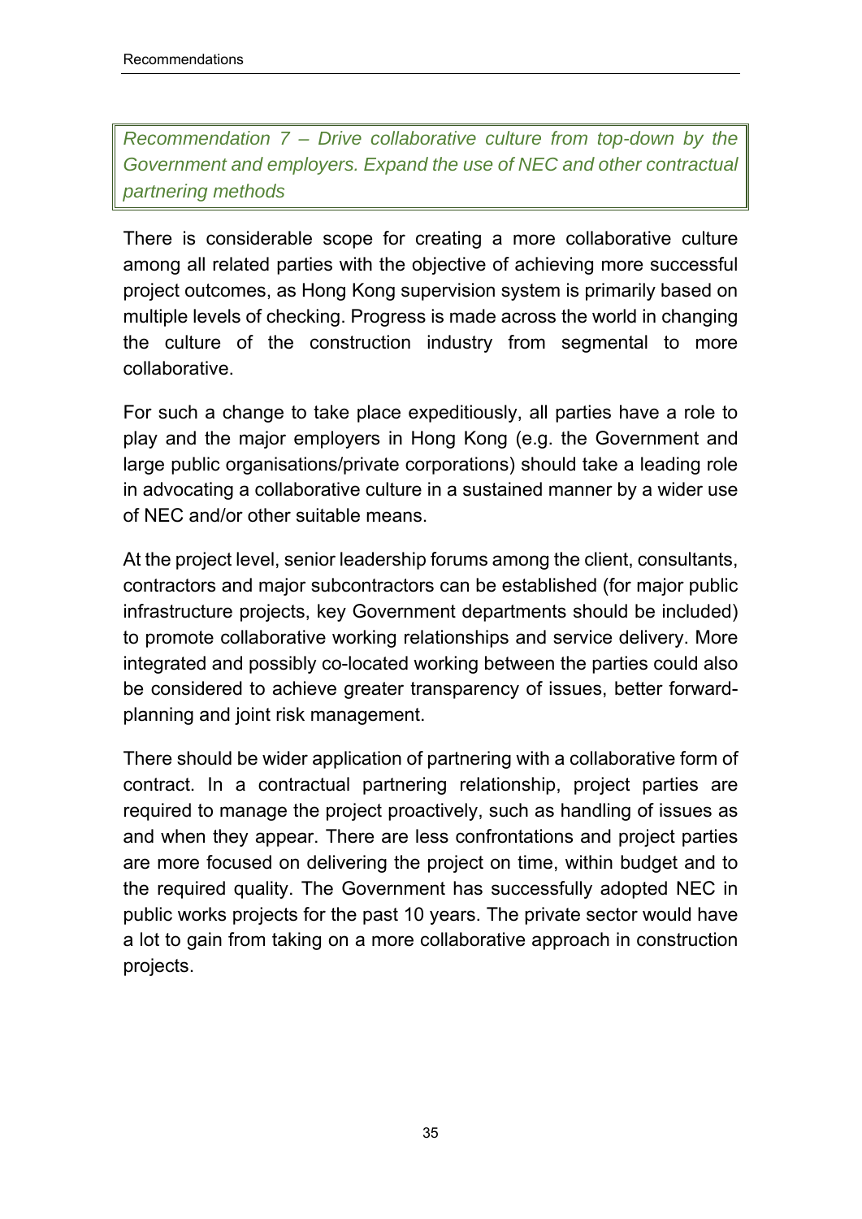*Recommendation 7 – Drive collaborative culture from top-down by the Government and employers. Expand the use of NEC and other contractual partnering methods*

There is considerable scope for creating a more collaborative culture among all related parties with the objective of achieving more successful project outcomes, as Hong Kong supervision system is primarily based on multiple levels of checking. Progress is made across the world in changing the culture of the construction industry from segmental to more collaborative.

For such a change to take place expeditiously, all parties have a role to play and the major employers in Hong Kong (e.g. the Government and large public organisations/private corporations) should take a leading role in advocating a collaborative culture in a sustained manner by a wider use of NEC and/or other suitable means.

At the project level, senior leadership forums among the client, consultants, contractors and major subcontractors can be established (for major public infrastructure projects, key Government departments should be included) to promote collaborative working relationships and service delivery. More integrated and possibly co-located working between the parties could also be considered to achieve greater transparency of issues, better forward-planning and joint risk management.

There should be wider application of partnering with a collaborative form of contract. In a contractual partnering relationship, project parties are required to manage the project proactively, such as handling of issues as and when they appear. There are less confrontations and project parties are more focused on delivering the project on time, within budget and to the required quality. The Government has successfully adopted NEC in public works projects for the past 10 years. The private sector would have a lot to gain from taking on a more collaborative approach in construction projects.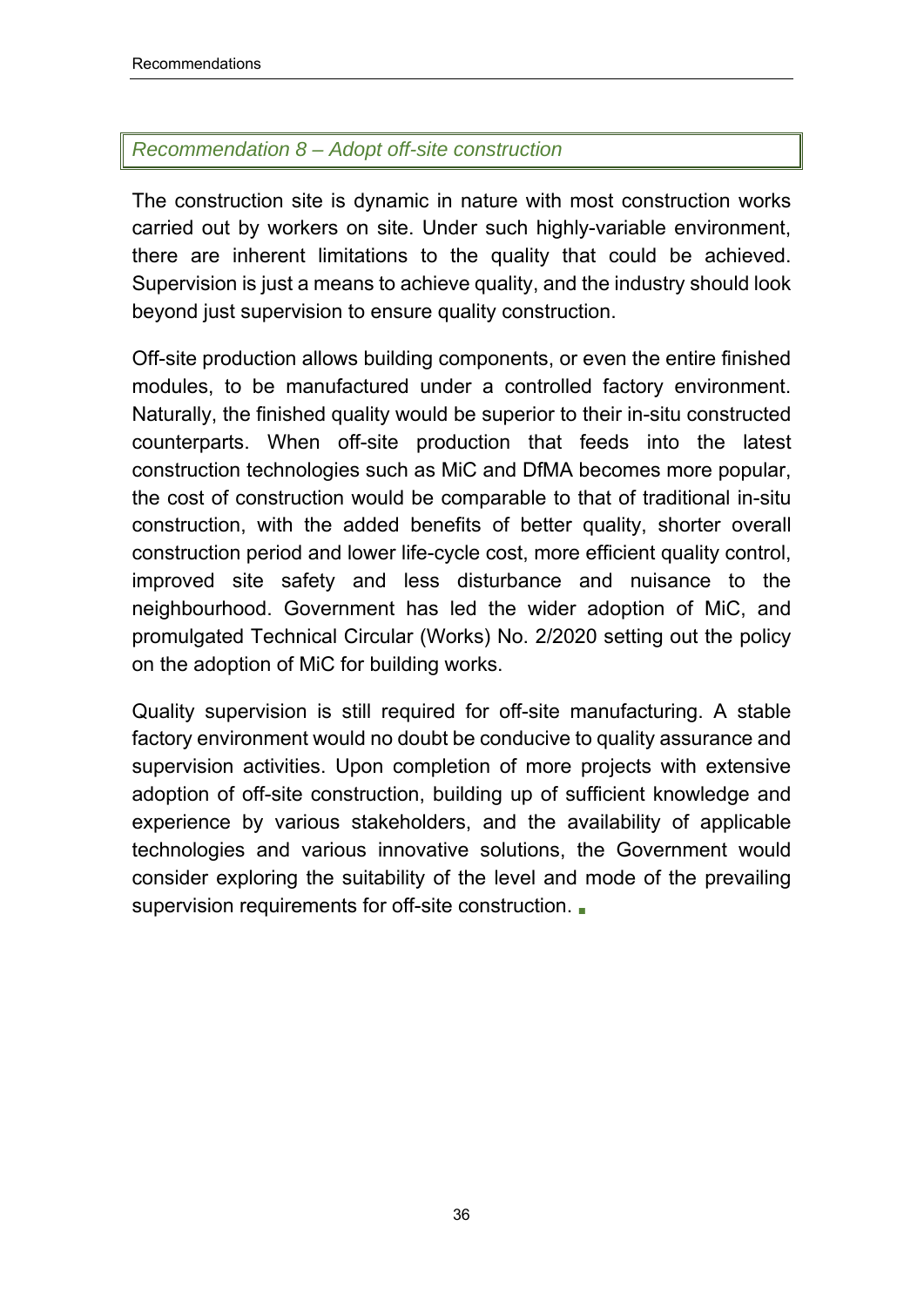### *Recommendation 8 – Adopt off-site construction*

The construction site is dynamic in nature with most construction works carried out by workers on site. Under such highly-variable environment, there are inherent limitations to the quality that could be achieved. Supervision is just a means to achieve quality, and the industry should look beyond just supervision to ensure quality construction.

Off-site production allows building components, or even the entire finished modules, to be manufactured under a controlled factory environment. Naturally, the finished quality would be superior to their in-situ constructed counterparts. When off-site production that feeds into the latest construction technologies such as MiC and DfMA becomes more popular, the cost of construction would be comparable to that of traditional in-situ construction, with the added benefits of better quality, shorter overall construction period and lower life-cycle cost, more efficient quality control, improved site safety and less disturbance and nuisance to the neighbourhood. Government has led the wider adoption of MiC, and promulgated Technical Circular (Works) No. 2/2020 setting out the policy on the adoption of MiC for building works.

Quality supervision is still required for off-site manufacturing. A stable factory environment would no doubt be conducive to quality assurance and supervision activities. Upon completion of more projects with extensive adoption of off-site construction, building up of sufficient knowledge and experience by various stakeholders, and the availability of applicable technologies and various innovative solutions, the Government would consider exploring the suitability of the level and mode of the prevailing supervision requirements for off-site construction. ■